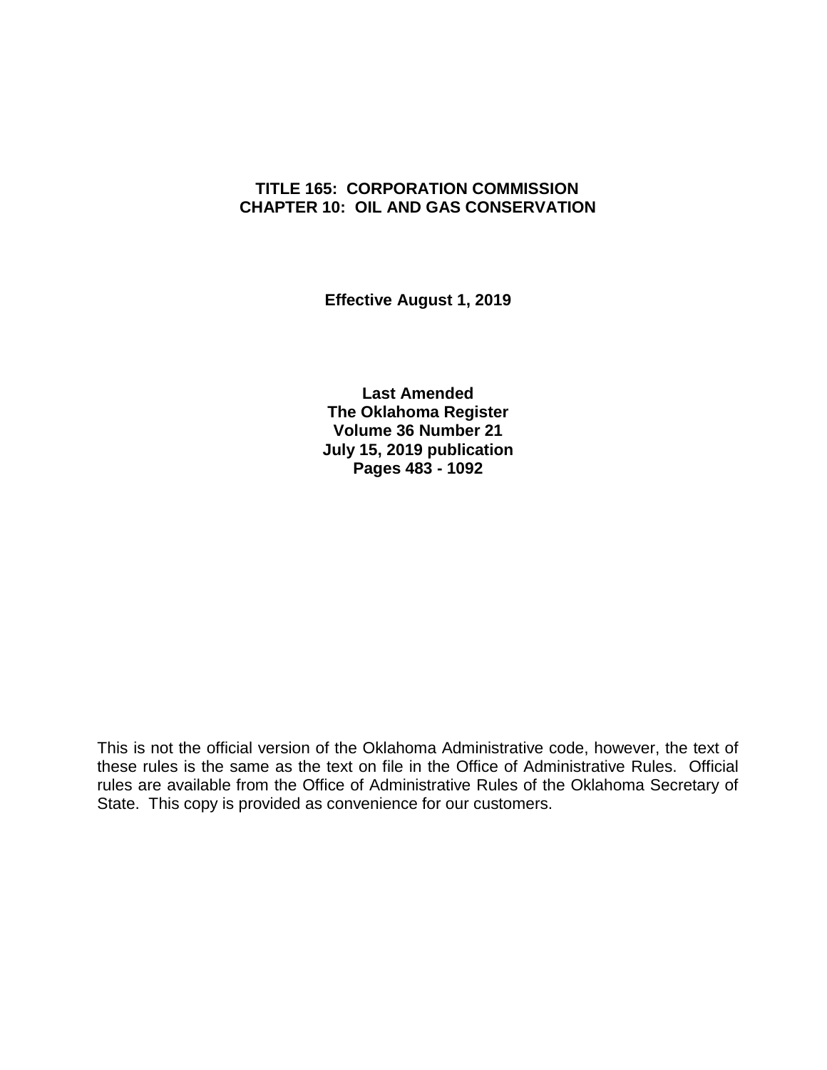# TITLE 165: CORPORATION COMMISSION
# CHAPTER 10: OIL AND GAS CONSERVATION

**Effective August 1, 2019**

**Last Amended**
**The Oklahoma Register**
**Volume 36 Number 21**
**July 15, 2019 publication**
**Pages 483 - 1092**

This is not the official version of the Oklahoma Administrative code, however, the text of these rules is the same as the text on file in the Office of Administrative Rules. Official rules are available from the Office of Administrative Rules of the Oklahoma Secretary of State. This copy is provided as convenience for our customers.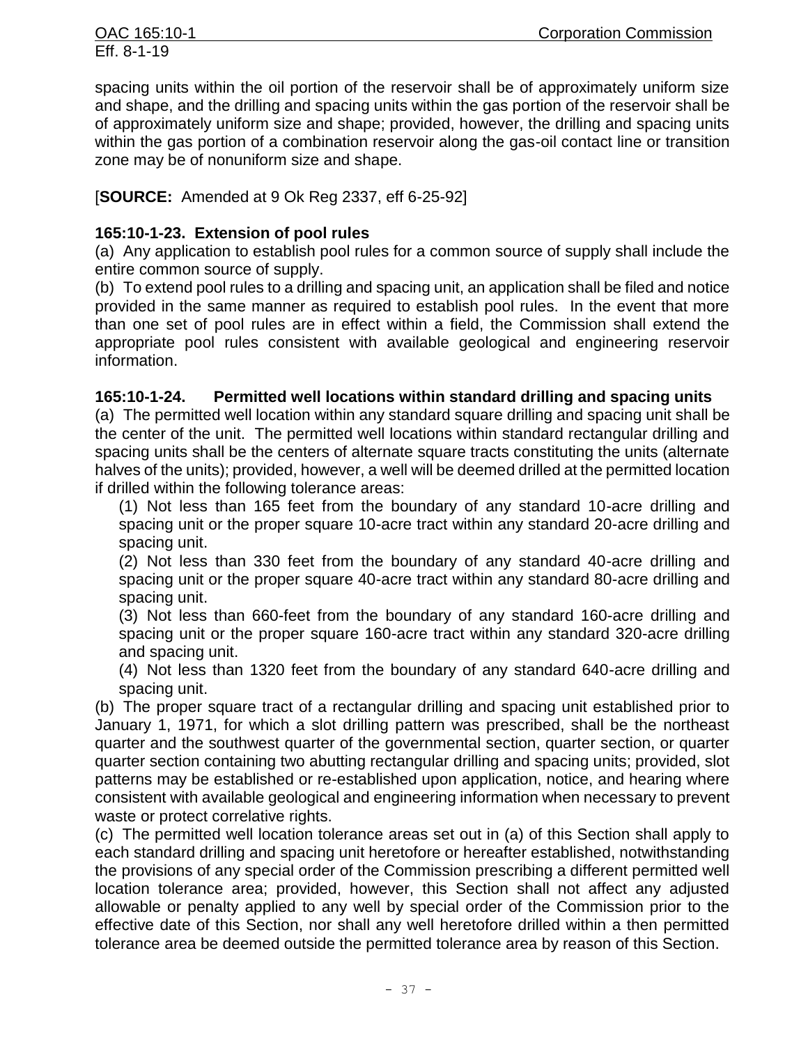spacing units within the oil portion of the reservoir shall be of approximately uniform size and shape, and the drilling and spacing units within the gas portion of the reservoir shall be of approximately uniform size and shape; provided, however, the drilling and spacing units within the gas portion of a combination reservoir along the gas-oil contact line or transition zone may be of nonuniform size and shape.

[**SOURCE:** Amended at 9 Ok Reg 2337, eff 6-25-92]

### 165:10-1-23. Extension of pool rules

(a) Any application to establish pool rules for a common source of supply shall include the entire common source of supply.

(b) To extend pool rules to a drilling and spacing unit, an application shall be filed and notice provided in the same manner as required to establish pool rules. In the event that more than one set of pool rules are in effect within a field, the Commission shall extend the appropriate pool rules consistent with available geological and engineering reservoir information.

### 165:10-1-24. Permitted well locations within standard drilling and spacing units

(a) The permitted well location within any standard square drilling and spacing unit shall be the center of the unit. The permitted well locations within standard rectangular drilling and spacing units shall be the centers of alternate square tracts constituting the units (alternate halves of the units); provided, however, a well will be deemed drilled at the permitted location if drilled within the following tolerance areas:

(1) Not less than 165 feet from the boundary of any standard 10-acre drilling and spacing unit or the proper square 10-acre tract within any standard 20-acre drilling and spacing unit.

(2) Not less than 330 feet from the boundary of any standard 40-acre drilling and spacing unit or the proper square 40-acre tract within any standard 80-acre drilling and spacing unit.

(3) Not less than 660-feet from the boundary of any standard 160-acre drilling and spacing unit or the proper square 160-acre tract within any standard 320-acre drilling and spacing unit.

(4) Not less than 1320 feet from the boundary of any standard 640-acre drilling and spacing unit.

(b) The proper square tract of a rectangular drilling and spacing unit established prior to January 1, 1971, for which a slot drilling pattern was prescribed, shall be the northeast quarter and the southwest quarter of the governmental section, quarter section, or quarter quarter section containing two abutting rectangular drilling and spacing units; provided, slot patterns may be established or re-established upon application, notice, and hearing where consistent with available geological and engineering information when necessary to prevent waste or protect correlative rights.

(c) The permitted well location tolerance areas set out in (a) of this Section shall apply to each standard drilling and spacing unit heretofore or hereafter established, notwithstanding the provisions of any special order of the Commission prescribing a different permitted well location tolerance area; provided, however, this Section shall not affect any adjusted allowable or penalty applied to any well by special order of the Commission prior to the effective date of this Section, nor shall any well heretofore drilled within a then permitted tolerance area be deemed outside the permitted tolerance area by reason of this Section.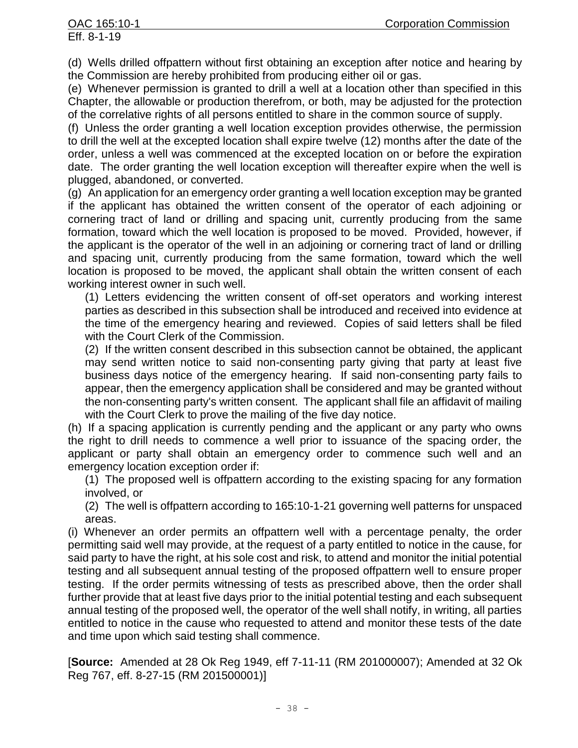(d) Wells drilled offpattern without first obtaining an exception after notice and hearing by the Commission are hereby prohibited from producing either oil or gas.

(e) Whenever permission is granted to drill a well at a location other than specified in this Chapter, the allowable or production therefrom, or both, may be adjusted for the protection of the correlative rights of all persons entitled to share in the common source of supply.

(f) Unless the order granting a well location exception provides otherwise, the permission to drill the well at the excepted location shall expire twelve (12) months after the date of the order, unless a well was commenced at the excepted location on or before the expiration date. The order granting the well location exception will thereafter expire when the well is plugged, abandoned, or converted.

(g) An application for an emergency order granting a well location exception may be granted if the applicant has obtained the written consent of the operator of each adjoining or cornering tract of land or drilling and spacing unit, currently producing from the same formation, toward which the well location is proposed to be moved. Provided, however, if the applicant is the operator of the well in an adjoining or cornering tract of land or drilling and spacing unit, currently producing from the same formation, toward which the well location is proposed to be moved, the applicant shall obtain the written consent of each working interest owner in such well.

(1) Letters evidencing the written consent of off-set operators and working interest parties as described in this subsection shall be introduced and received into evidence at the time of the emergency hearing and reviewed. Copies of said letters shall be filed with the Court Clerk of the Commission.

(2) If the written consent described in this subsection cannot be obtained, the applicant may send written notice to said non-consenting party giving that party at least five business days notice of the emergency hearing. If said non-consenting party fails to appear, then the emergency application shall be considered and may be granted without the non-consenting party's written consent. The applicant shall file an affidavit of mailing with the Court Clerk to prove the mailing of the five day notice.

(h) If a spacing application is currently pending and the applicant or any party who owns the right to drill needs to commence a well prior to issuance of the spacing order, the applicant or party shall obtain an emergency order to commence such well and an emergency location exception order if:

(1) The proposed well is offpattern according to the existing spacing for any formation involved, or

(2) The well is offpattern according to 165:10-1-21 governing well patterns for unspaced areas.

(i) Whenever an order permits an offpattern well with a percentage penalty, the order permitting said well may provide, at the request of a party entitled to notice in the cause, for said party to have the right, at his sole cost and risk, to attend and monitor the initial potential testing and all subsequent annual testing of the proposed offpattern well to ensure proper testing. If the order permits witnessing of tests as prescribed above, then the order shall further provide that at least five days prior to the initial potential testing and each subsequent annual testing of the proposed well, the operator of the well shall notify, in writing, all parties entitled to notice in the cause who requested to attend and monitor these tests of the date and time upon which said testing shall commence.

[**Source:** Amended at 28 Ok Reg 1949, eff 7-11-11 (RM 201000007); Amended at 32 Ok Reg 767, eff. 8-27-15 (RM 201500001)]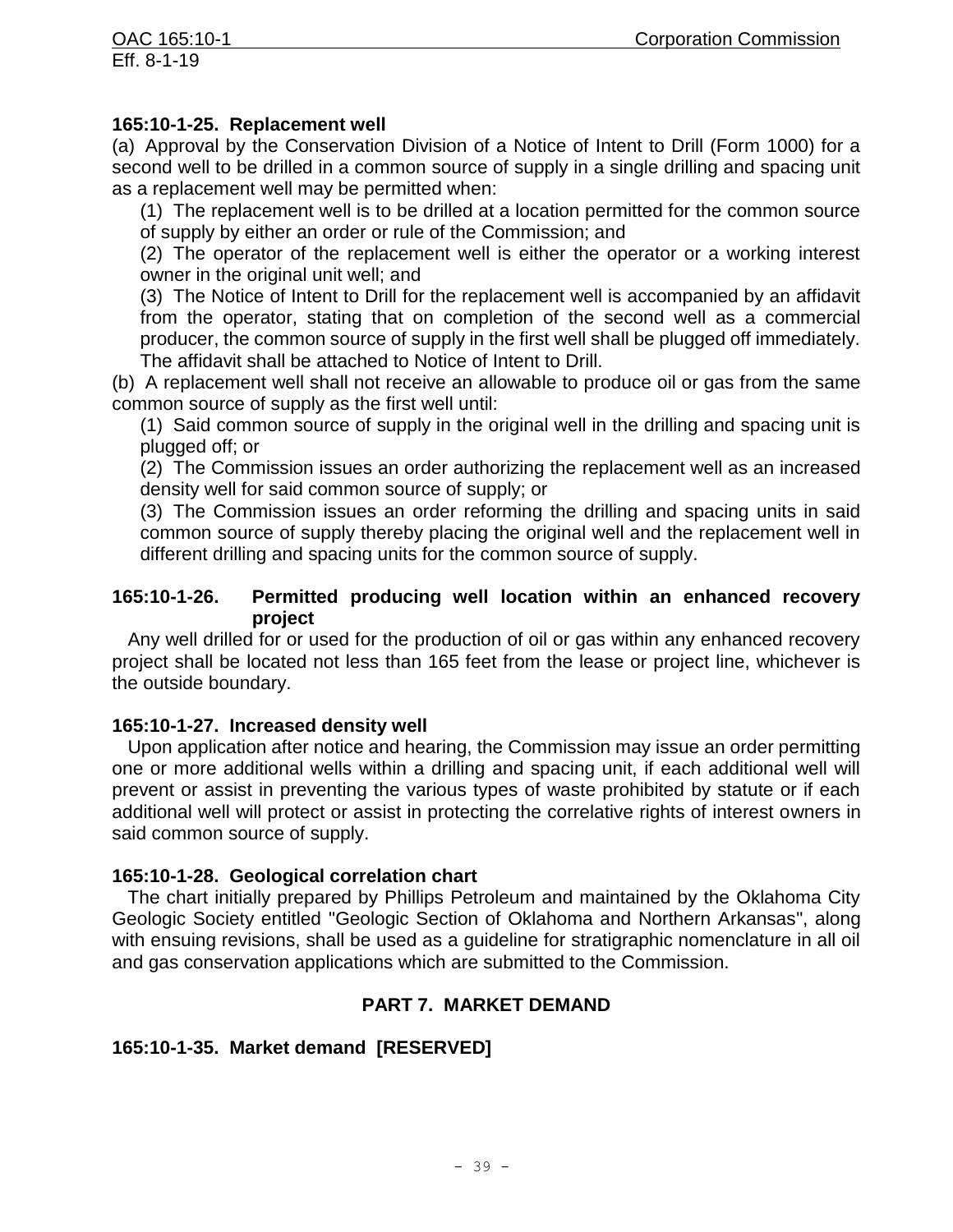### 165:10-1-25. Replacement well

(a) Approval by the Conservation Division of a Notice of Intent to Drill (Form 1000) for a second well to be drilled in a common source of supply in a single drilling and spacing unit as a replacement well may be permitted when:

(1) The replacement well is to be drilled at a location permitted for the common source of supply by either an order or rule of the Commission; and

(2) The operator of the replacement well is either the operator or a working interest owner in the original unit well; and

(3) The Notice of Intent to Drill for the replacement well is accompanied by an affidavit from the operator, stating that on completion of the second well as a commercial producer, the common source of supply in the first well shall be plugged off immediately. The affidavit shall be attached to Notice of Intent to Drill.

(b) A replacement well shall not receive an allowable to produce oil or gas from the same common source of supply as the first well until:

(1) Said common source of supply in the original well in the drilling and spacing unit is plugged off; or

(2) The Commission issues an order authorizing the replacement well as an increased density well for said common source of supply; or

(3) The Commission issues an order reforming the drilling and spacing units in said common source of supply thereby placing the original well and the replacement well in different drilling and spacing units for the common source of supply.

### 165:10-1-26. Permitted producing well location within an enhanced recovery project

Any well drilled for or used for the production of oil or gas within any enhanced recovery project shall be located not less than 165 feet from the lease or project line, whichever is the outside boundary.

### 165:10-1-27. Increased density well

Upon application after notice and hearing, the Commission may issue an order permitting one or more additional wells within a drilling and spacing unit, if each additional well will prevent or assist in preventing the various types of waste prohibited by statute or if each additional well will protect or assist in protecting the correlative rights of interest owners in said common source of supply.

### 165:10-1-28. Geological correlation chart

The chart initially prepared by Phillips Petroleum and maintained by the Oklahoma City Geologic Society entitled "Geologic Section of Oklahoma and Northern Arkansas", along with ensuing revisions, shall be used as a guideline for stratigraphic nomenclature in all oil and gas conservation applications which are submitted to the Commission.

## PART 7. MARKET DEMAND

### 165:10-1-35. Market demand [RESERVED]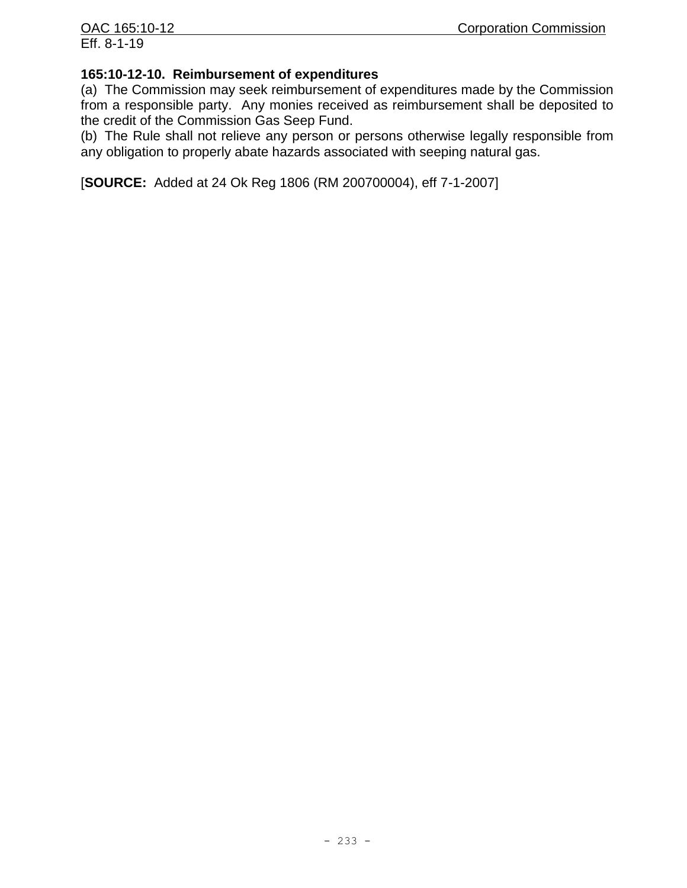### 165:10-12-10. Reimbursement of expenditures

(a) The Commission may seek reimbursement of expenditures made by the Commission from a responsible party. Any monies received as reimbursement shall be deposited to the credit of the Commission Gas Seep Fund.

(b) The Rule shall not relieve any person or persons otherwise legally responsible from any obligation to properly abate hazards associated with seeping natural gas.

[**SOURCE:** Added at 24 Ok Reg 1806 (RM 200700004), eff 7-1-2007]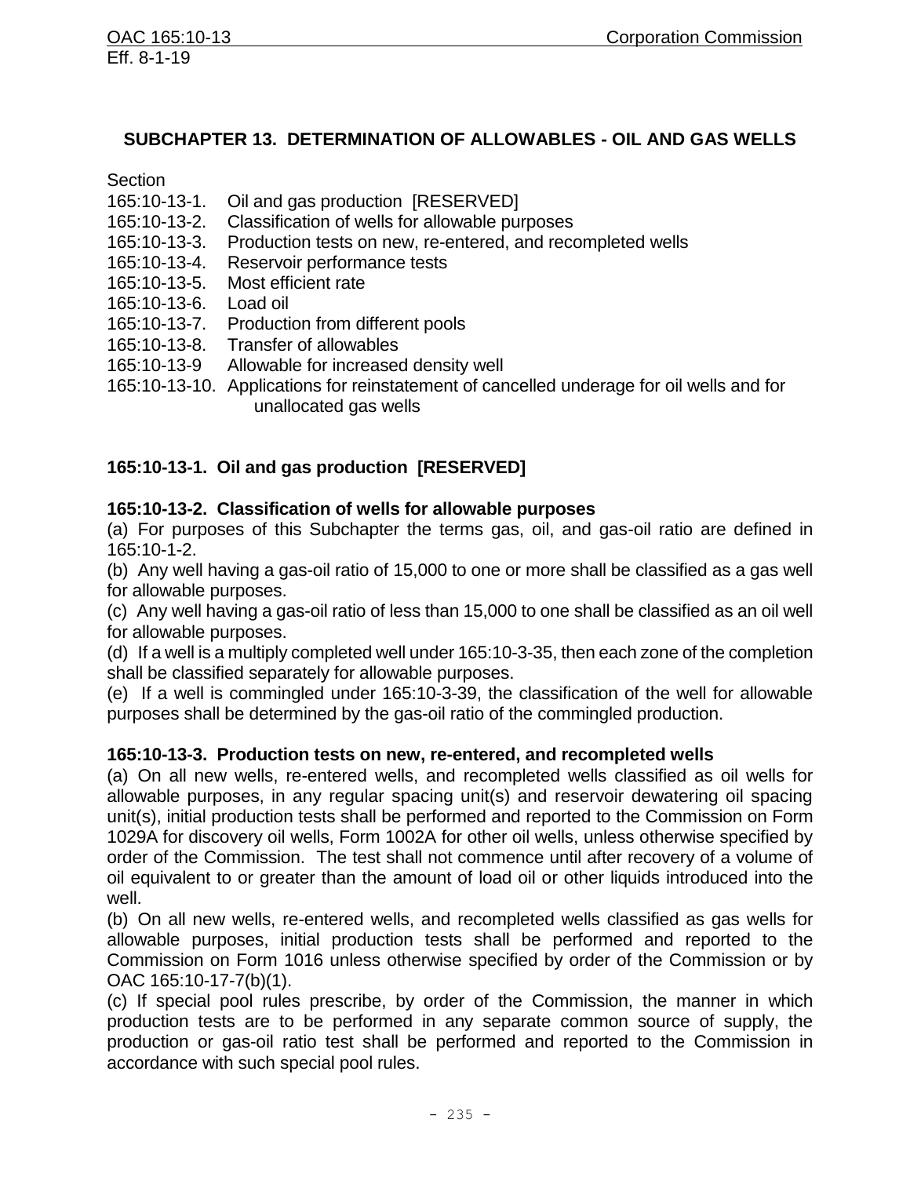## SUBCHAPTER 13. DETERMINATION OF ALLOWABLES - OIL AND GAS WELLS

Section

165:10-13-1. Oil and gas production [RESERVED]
165:10-13-2. Classification of wells for allowable purposes
165:10-13-3. Production tests on new, re-entered, and recompleted wells
165:10-13-4. Reservoir performance tests
165:10-13-5. Most efficient rate
165:10-13-6. Load oil
165:10-13-7. Production from different pools
165:10-13-8. Transfer of allowables
165:10-13-9 Allowable for increased density well
165:10-13-10. Applications for reinstatement of cancelled underage for oil wells and for unallocated gas wells

### 165:10-13-1. Oil and gas production [RESERVED]

### 165:10-13-2. Classification of wells for allowable purposes

(a) For purposes of this Subchapter the terms gas, oil, and gas-oil ratio are defined in 165:10-1-2.

(b) Any well having a gas-oil ratio of 15,000 to one or more shall be classified as a gas well for allowable purposes.

(c) Any well having a gas-oil ratio of less than 15,000 to one shall be classified as an oil well for allowable purposes.

(d) If a well is a multiply completed well under 165:10-3-35, then each zone of the completion shall be classified separately for allowable purposes.

(e) If a well is commingled under 165:10-3-39, the classification of the well for allowable purposes shall be determined by the gas-oil ratio of the commingled production.

### 165:10-13-3. Production tests on new, re-entered, and recompleted wells

(a) On all new wells, re-entered wells, and recompleted wells classified as oil wells for allowable purposes, in any regular spacing unit(s) and reservoir dewatering oil spacing unit(s), initial production tests shall be performed and reported to the Commission on Form 1029A for discovery oil wells, Form 1002A for other oil wells, unless otherwise specified by order of the Commission. The test shall not commence until after recovery of a volume of oil equivalent to or greater than the amount of load oil or other liquids introduced into the well.

(b) On all new wells, re-entered wells, and recompleted wells classified as gas wells for allowable purposes, initial production tests shall be performed and reported to the Commission on Form 1016 unless otherwise specified by order of the Commission or by OAC 165:10-17-7(b)(1).

(c) If special pool rules prescribe, by order of the Commission, the manner in which production tests are to be performed in any separate common source of supply, the production or gas-oil ratio test shall be performed and reported to the Commission in accordance with such special pool rules.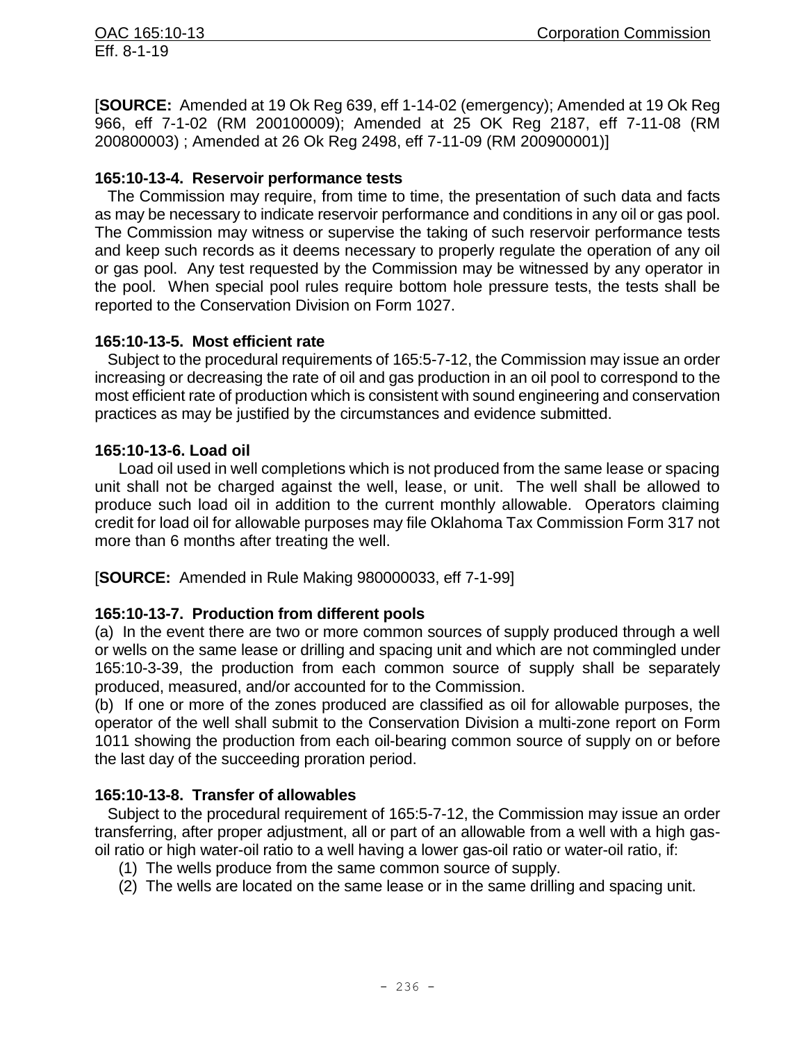[**SOURCE:** Amended at 19 Ok Reg 639, eff 1-14-02 (emergency); Amended at 19 Ok Reg 966, eff 7-1-02 (RM 200100009); Amended at 25 OK Reg 2187, eff 7-11-08 (RM 200800003) ; Amended at 26 Ok Reg 2498, eff 7-11-09 (RM 200900001)]

**165:10-13-4. Reservoir performance tests**

The Commission may require, from time to time, the presentation of such data and facts as may be necessary to indicate reservoir performance and conditions in any oil or gas pool. The Commission may witness or supervise the taking of such reservoir performance tests and keep such records as it deems necessary to properly regulate the operation of any oil or gas pool. Any test requested by the Commission may be witnessed by any operator in the pool. When special pool rules require bottom hole pressure tests, the tests shall be reported to the Conservation Division on Form 1027.

**165:10-13-5. Most efficient rate**

Subject to the procedural requirements of 165:5-7-12, the Commission may issue an order increasing or decreasing the rate of oil and gas production in an oil pool to correspond to the most efficient rate of production which is consistent with sound engineering and conservation practices as may be justified by the circumstances and evidence submitted.

**165:10-13-6. Load oil**

Load oil used in well completions which is not produced from the same lease or spacing unit shall not be charged against the well, lease, or unit. The well shall be allowed to produce such load oil in addition to the current monthly allowable. Operators claiming credit for load oil for allowable purposes may file Oklahoma Tax Commission Form 317 not more than 6 months after treating the well.

[**SOURCE:** Amended in Rule Making 980000033, eff 7-1-99]

**165:10-13-7. Production from different pools**

(a) In the event there are two or more common sources of supply produced through a well or wells on the same lease or drilling and spacing unit and which are not commingled under 165:10-3-39, the production from each common source of supply shall be separately produced, measured, and/or accounted for to the Commission.

(b) If one or more of the zones produced are classified as oil for allowable purposes, the operator of the well shall submit to the Conservation Division a multi-zone report on Form 1011 showing the production from each oil-bearing common source of supply on or before the last day of the succeeding proration period.

**165:10-13-8. Transfer of allowables**

Subject to the procedural requirement of 165:5-7-12, the Commission may issue an order transferring, after proper adjustment, all or part of an allowable from a well with a high gas-oil ratio or high water-oil ratio to a well having a lower gas-oil ratio or water-oil ratio, if:

(1) The wells produce from the same common source of supply.

(2) The wells are located on the same lease or in the same drilling and spacing unit.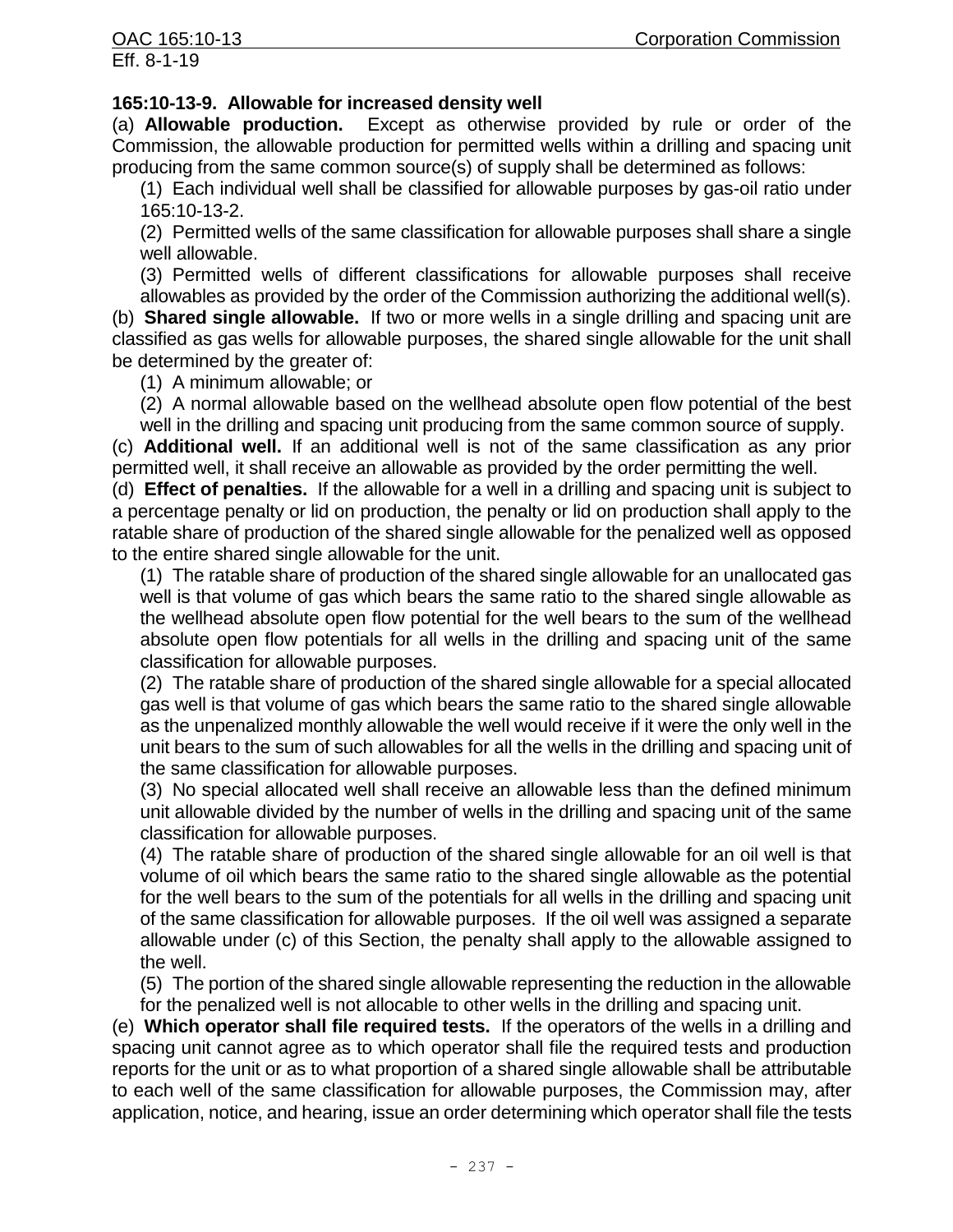**165:10-13-9. Allowable for increased density well**

(a) **Allowable production.** Except as otherwise provided by rule or order of the Commission, the allowable production for permitted wells within a drilling and spacing unit producing from the same common source(s) of supply shall be determined as follows:

(1) Each individual well shall be classified for allowable purposes by gas-oil ratio under 165:10-13-2.

(2) Permitted wells of the same classification for allowable purposes shall share a single well allowable.

(3) Permitted wells of different classifications for allowable purposes shall receive allowables as provided by the order of the Commission authorizing the additional well(s).

(b) **Shared single allowable.** If two or more wells in a single drilling and spacing unit are classified as gas wells for allowable purposes, the shared single allowable for the unit shall be determined by the greater of:

(1) A minimum allowable; or

(2) A normal allowable based on the wellhead absolute open flow potential of the best well in the drilling and spacing unit producing from the same common source of supply.

(c) **Additional well.** If an additional well is not of the same classification as any prior permitted well, it shall receive an allowable as provided by the order permitting the well.

(d) **Effect of penalties.** If the allowable for a well in a drilling and spacing unit is subject to a percentage penalty or lid on production, the penalty or lid on production shall apply to the ratable share of production of the shared single allowable for the penalized well as opposed to the entire shared single allowable for the unit.

(1) The ratable share of production of the shared single allowable for an unallocated gas well is that volume of gas which bears the same ratio to the shared single allowable as the wellhead absolute open flow potential for the well bears to the sum of the wellhead absolute open flow potentials for all wells in the drilling and spacing unit of the same classification for allowable purposes.

(2) The ratable share of production of the shared single allowable for a special allocated gas well is that volume of gas which bears the same ratio to the shared single allowable as the unpenalized monthly allowable the well would receive if it were the only well in the unit bears to the sum of such allowables for all the wells in the drilling and spacing unit of the same classification for allowable purposes.

(3) No special allocated well shall receive an allowable less than the defined minimum unit allowable divided by the number of wells in the drilling and spacing unit of the same classification for allowable purposes.

(4) The ratable share of production of the shared single allowable for an oil well is that volume of oil which bears the same ratio to the shared single allowable as the potential for the well bears to the sum of the potentials for all wells in the drilling and spacing unit of the same classification for allowable purposes. If the oil well was assigned a separate allowable under (c) of this Section, the penalty shall apply to the allowable assigned to the well.

(5) The portion of the shared single allowable representing the reduction in the allowable for the penalized well is not allocable to other wells in the drilling and spacing unit.

(e) **Which operator shall file required tests.** If the operators of the wells in a drilling and spacing unit cannot agree as to which operator shall file the required tests and production reports for the unit or as to what proportion of a shared single allowable shall be attributable to each well of the same classification for allowable purposes, the Commission may, after application, notice, and hearing, issue an order determining which operator shall file the tests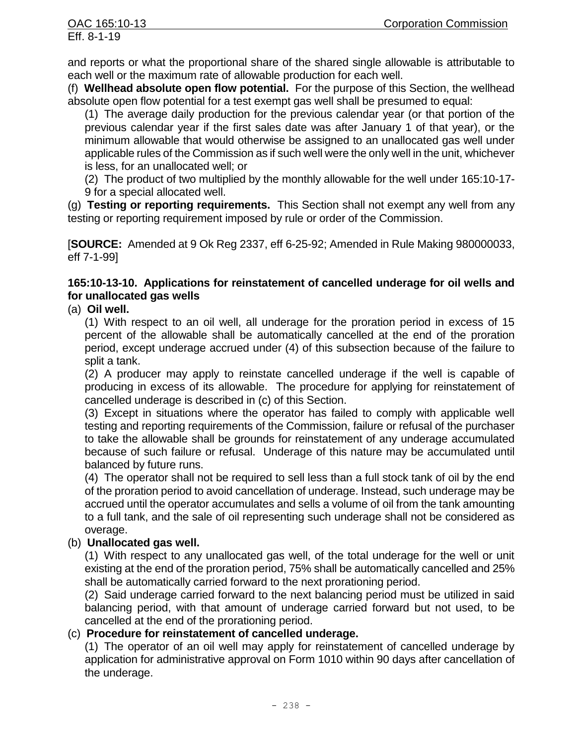and reports or what the proportional share of the shared single allowable is attributable to each well or the maximum rate of allowable production for each well.

(f) **Wellhead absolute open flow potential.** For the purpose of this Section, the wellhead absolute open flow potential for a test exempt gas well shall be presumed to equal:

(1) The average daily production for the previous calendar year (or that portion of the previous calendar year if the first sales date was after January 1 of that year), or the minimum allowable that would otherwise be assigned to an unallocated gas well under applicable rules of the Commission as if such well were the only well in the unit, whichever is less, for an unallocated well; or

(2) The product of two multiplied by the monthly allowable for the well under 165:10-17-9 for a special allocated well.

(g) **Testing or reporting requirements.** This Section shall not exempt any well from any testing or reporting requirement imposed by rule or order of the Commission.

[**SOURCE:** Amended at 9 Ok Reg 2337, eff 6-25-92; Amended in Rule Making 980000033, eff 7-1-99]

### 165:10-13-10. Applications for reinstatement of cancelled underage for oil wells and for unallocated gas wells

(a) **Oil well.**

(1) With respect to an oil well, all underage for the proration period in excess of 15 percent of the allowable shall be automatically cancelled at the end of the proration period, except underage accrued under (4) of this subsection because of the failure to split a tank.

(2) A producer may apply to reinstate cancelled underage if the well is capable of producing in excess of its allowable. The procedure for applying for reinstatement of cancelled underage is described in (c) of this Section.

(3) Except in situations where the operator has failed to comply with applicable well testing and reporting requirements of the Commission, failure or refusal of the purchaser to take the allowable shall be grounds for reinstatement of any underage accumulated because of such failure or refusal. Underage of this nature may be accumulated until balanced by future runs.

(4) The operator shall not be required to sell less than a full stock tank of oil by the end of the proration period to avoid cancellation of underage. Instead, such underage may be accrued until the operator accumulates and sells a volume of oil from the tank amounting to a full tank, and the sale of oil representing such underage shall not be considered as overage.

(b) **Unallocated gas well.**

(1) With respect to any unallocated gas well, of the total underage for the well or unit existing at the end of the proration period, 75% shall be automatically cancelled and 25% shall be automatically carried forward to the next prorationing period.

(2) Said underage carried forward to the next balancing period must be utilized in said balancing period, with that amount of underage carried forward but not used, to be cancelled at the end of the prorationing period.

(c) **Procedure for reinstatement of cancelled underage.**

(1) The operator of an oil well may apply for reinstatement of cancelled underage by application for administrative approval on Form 1010 within 90 days after cancellation of the underage.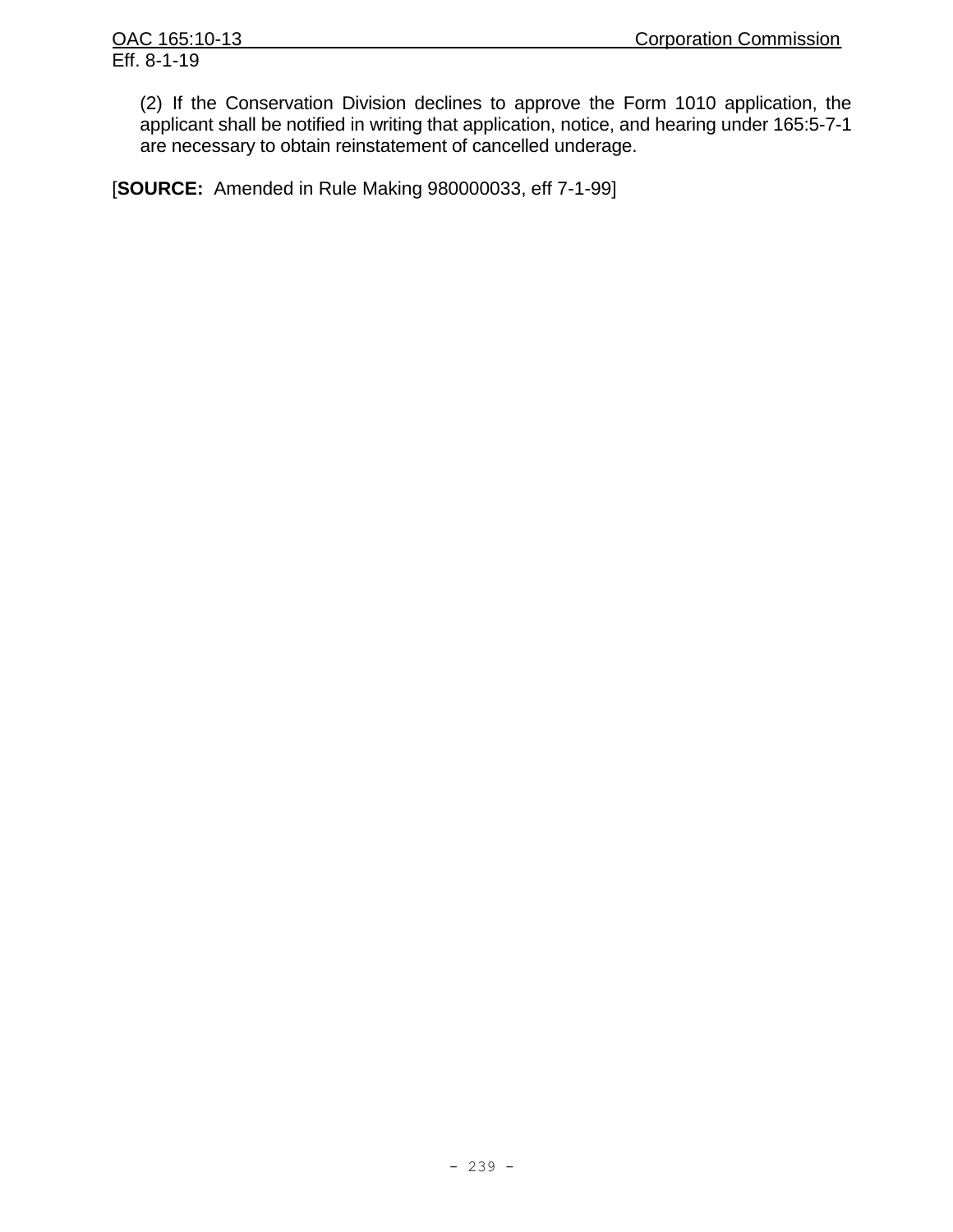(2) If the Conservation Division declines to approve the Form 1010 application, the applicant shall be notified in writing that application, notice, and hearing under 165:5-7-1 are necessary to obtain reinstatement of cancelled underage.

[**SOURCE:** Amended in Rule Making 980000033, eff 7-1-99]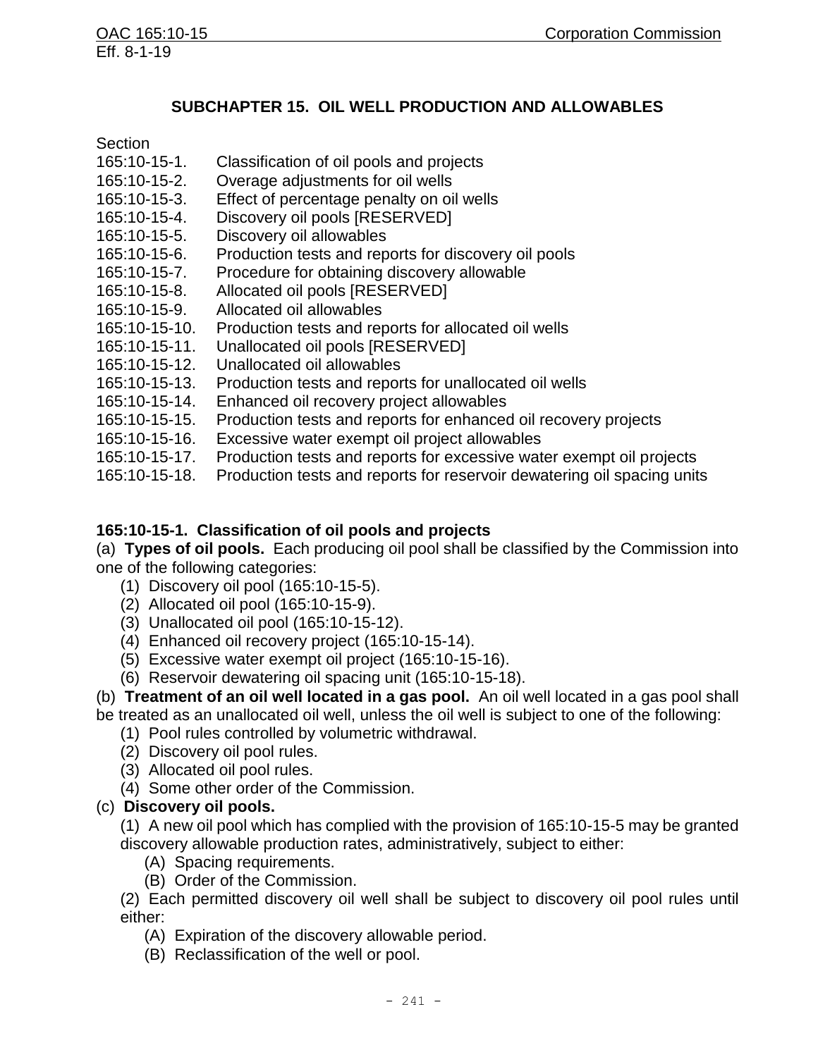## SUBCHAPTER 15. OIL WELL PRODUCTION AND ALLOWABLES

Section

165:10-15-1. Classification of oil pools and projects
165:10-15-2. Overage adjustments for oil wells
165:10-15-3. Effect of percentage penalty on oil wells
165:10-15-4. Discovery oil pools [RESERVED]
165:10-15-5. Discovery oil allowables
165:10-15-6. Production tests and reports for discovery oil pools
165:10-15-7. Procedure for obtaining discovery allowable
165:10-15-8. Allocated oil pools [RESERVED]
165:10-15-9. Allocated oil allowables
165:10-15-10. Production tests and reports for allocated oil wells
165:10-15-11. Unallocated oil pools [RESERVED]
165:10-15-12. Unallocated oil allowables
165:10-15-13. Production tests and reports for unallocated oil wells
165:10-15-14. Enhanced oil recovery project allowables
165:10-15-15. Production tests and reports for enhanced oil recovery projects
165:10-15-16. Excessive water exempt oil project allowables
165:10-15-17. Production tests and reports for excessive water exempt oil projects
165:10-15-18. Production tests and reports for reservoir dewatering oil spacing units

### 165:10-15-1. Classification of oil pools and projects

(a) **Types of oil pools.** Each producing oil pool shall be classified by the Commission into one of the following categories:

(1) Discovery oil pool (165:10-15-5).
(2) Allocated oil pool (165:10-15-9).
(3) Unallocated oil pool (165:10-15-12).
(4) Enhanced oil recovery project (165:10-15-14).
(5) Excessive water exempt oil project (165:10-15-16).
(6) Reservoir dewatering oil spacing unit (165:10-15-18).

(b) **Treatment of an oil well located in a gas pool.** An oil well located in a gas pool shall be treated as an unallocated oil well, unless the oil well is subject to one of the following:

(1) Pool rules controlled by volumetric withdrawal.
(2) Discovery oil pool rules.
(3) Allocated oil pool rules.
(4) Some other order of the Commission.

(c) **Discovery oil pools.**

(1) A new oil pool which has complied with the provision of 165:10-15-5 may be granted discovery allowable production rates, administratively, subject to either:

(A) Spacing requirements.
(B) Order of the Commission.

(2) Each permitted discovery oil well shall be subject to discovery oil pool rules until either:

(A) Expiration of the discovery allowable period.
(B) Reclassification of the well or pool.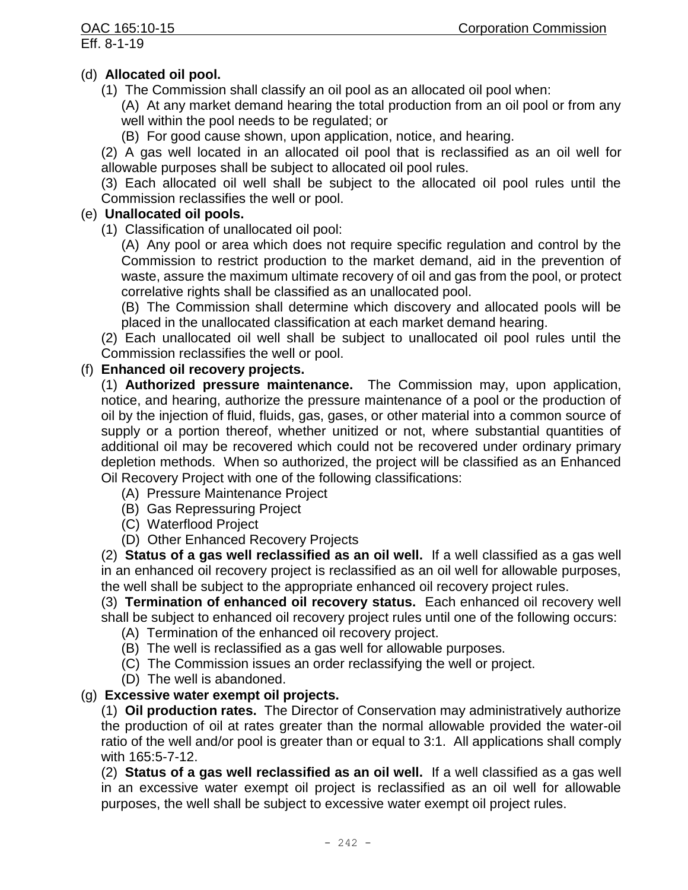(d) **Allocated oil pool.**

(1) The Commission shall classify an oil pool as an allocated oil pool when:

(A) At any market demand hearing the total production from an oil pool or from any well within the pool needs to be regulated; or

(B) For good cause shown, upon application, notice, and hearing.

(2) A gas well located in an allocated oil pool that is reclassified as an oil well for allowable purposes shall be subject to allocated oil pool rules.

(3) Each allocated oil well shall be subject to the allocated oil pool rules until the Commission reclassifies the well or pool.

(e) **Unallocated oil pools.**

(1) Classification of unallocated oil pool:

(A) Any pool or area which does not require specific regulation and control by the Commission to restrict production to the market demand, aid in the prevention of waste, assure the maximum ultimate recovery of oil and gas from the pool, or protect correlative rights shall be classified as an unallocated pool.

(B) The Commission shall determine which discovery and allocated pools will be placed in the unallocated classification at each market demand hearing.

(2) Each unallocated oil well shall be subject to unallocated oil pool rules until the Commission reclassifies the well or pool.

(f) **Enhanced oil recovery projects.**

(1) **Authorized pressure maintenance.** The Commission may, upon application, notice, and hearing, authorize the pressure maintenance of a pool or the production of oil by the injection of fluid, fluids, gas, gases, or other material into a common source of supply or a portion thereof, whether unitized or not, where substantial quantities of additional oil may be recovered which could not be recovered under ordinary primary depletion methods. When so authorized, the project will be classified as an Enhanced Oil Recovery Project with one of the following classifications:

(A) Pressure Maintenance Project

(B) Gas Repressuring Project

(C) Waterflood Project

(D) Other Enhanced Recovery Projects

(2) **Status of a gas well reclassified as an oil well.** If a well classified as a gas well in an enhanced oil recovery project is reclassified as an oil well for allowable purposes, the well shall be subject to the appropriate enhanced oil recovery project rules.

(3) **Termination of enhanced oil recovery status.** Each enhanced oil recovery well shall be subject to enhanced oil recovery project rules until one of the following occurs:

(A) Termination of the enhanced oil recovery project.

(B) The well is reclassified as a gas well for allowable purposes.

(C) The Commission issues an order reclassifying the well or project.

(D) The well is abandoned.

(g) **Excessive water exempt oil projects.**

(1) **Oil production rates.** The Director of Conservation may administratively authorize the production of oil at rates greater than the normal allowable provided the water-oil ratio of the well and/or pool is greater than or equal to 3:1. All applications shall comply with 165:5-7-12.

(2) **Status of a gas well reclassified as an oil well.** If a well classified as a gas well in an excessive water exempt oil project is reclassified as an oil well for allowable purposes, the well shall be subject to excessive water exempt oil project rules.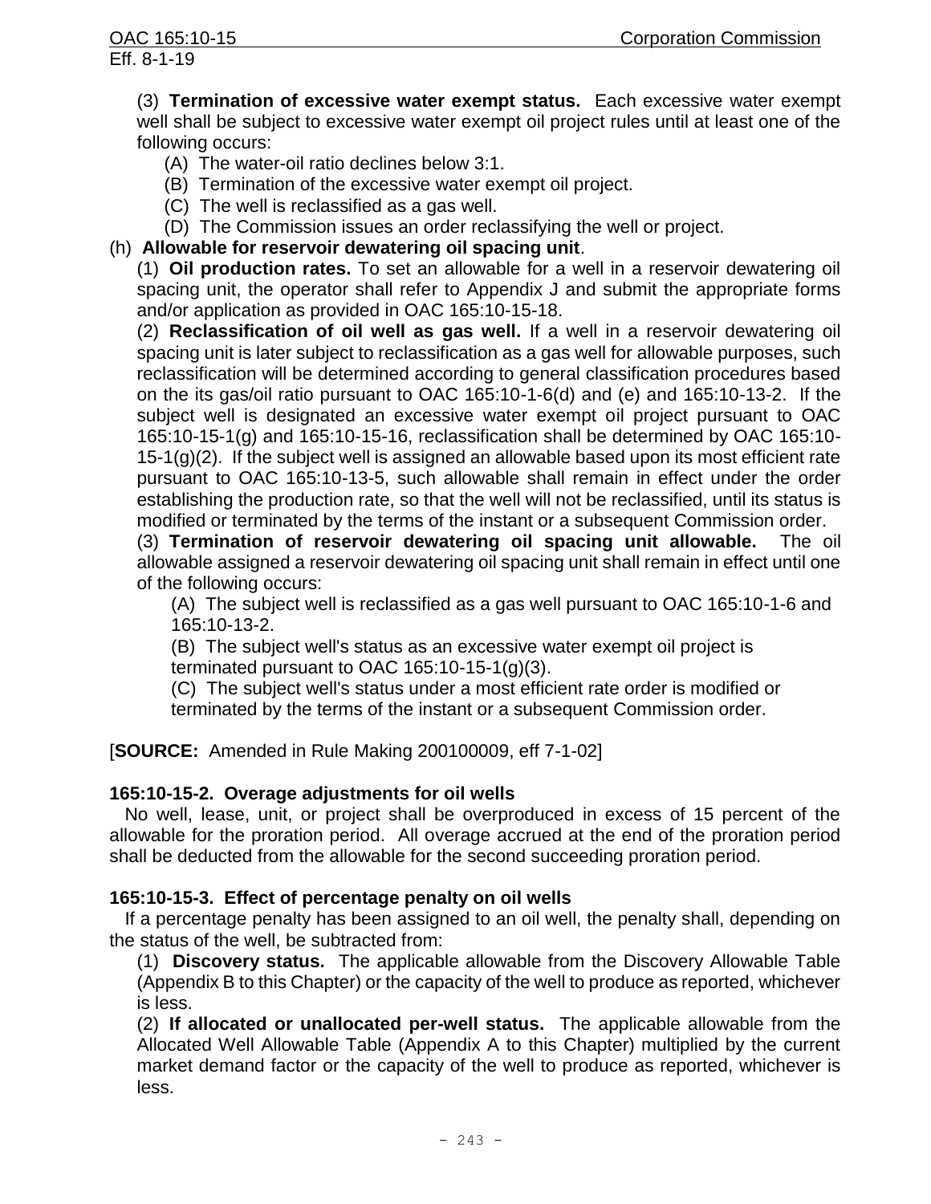(3) **Termination of excessive water exempt status.** Each excessive water exempt well shall be subject to excessive water exempt oil project rules until at least one of the following occurs:

(A) The water-oil ratio declines below 3:1.

(B) Termination of the excessive water exempt oil project.

(C) The well is reclassified as a gas well.

(D) The Commission issues an order reclassifying the well or project.

(h) **Allowable for reservoir dewatering oil spacing unit**.

(1) **Oil production rates.** To set an allowable for a well in a reservoir dewatering oil spacing unit, the operator shall refer to Appendix J and submit the appropriate forms and/or application as provided in OAC 165:10-15-18.

(2) **Reclassification of oil well as gas well.** If a well in a reservoir dewatering oil spacing unit is later subject to reclassification as a gas well for allowable purposes, such reclassification will be determined according to general classification procedures based on the its gas/oil ratio pursuant to OAC 165:10-1-6(d) and (e) and 165:10-13-2. If the subject well is designated an excessive water exempt oil project pursuant to OAC 165:10-15-1(g) and 165:10-15-16, reclassification shall be determined by OAC 165:10-15-1(g)(2). If the subject well is assigned an allowable based upon its most efficient rate pursuant to OAC 165:10-13-5, such allowable shall remain in effect under the order establishing the production rate, so that the well will not be reclassified, until its status is modified or terminated by the terms of the instant or a subsequent Commission order.

(3) **Termination of reservoir dewatering oil spacing unit allowable.** The oil allowable assigned a reservoir dewatering oil spacing unit shall remain in effect until one of the following occurs:

(A) The subject well is reclassified as a gas well pursuant to OAC 165:10-1-6 and 165:10-13-2.

(B) The subject well's status as an excessive water exempt oil project is terminated pursuant to OAC 165:10-15-1(g)(3).

(C) The subject well's status under a most efficient rate order is modified or terminated by the terms of the instant or a subsequent Commission order.

[**SOURCE:** Amended in Rule Making 200100009, eff 7-1-02]

### 165:10-15-2. Overage adjustments for oil wells

No well, lease, unit, or project shall be overproduced in excess of 15 percent of the allowable for the proration period. All overage accrued at the end of the proration period shall be deducted from the allowable for the second succeeding proration period.

### 165:10-15-3. Effect of percentage penalty on oil wells

If a percentage penalty has been assigned to an oil wells, the penalty shall, depending on the status of the well, be subtracted from:

(1) **Discovery status.** The applicable allowable from the Discovery Allowable Table (Appendix B to this Chapter) or the capacity of the well to produce as reported, whichever is less.

(2) **If allocated or unallocated per-well status.** The applicable allowable from the Allocated Well Allowable Table (Appendix A to this Chapter) multiplied by the current market demand factor or the capacity of the well to produce as reported, whichever is less.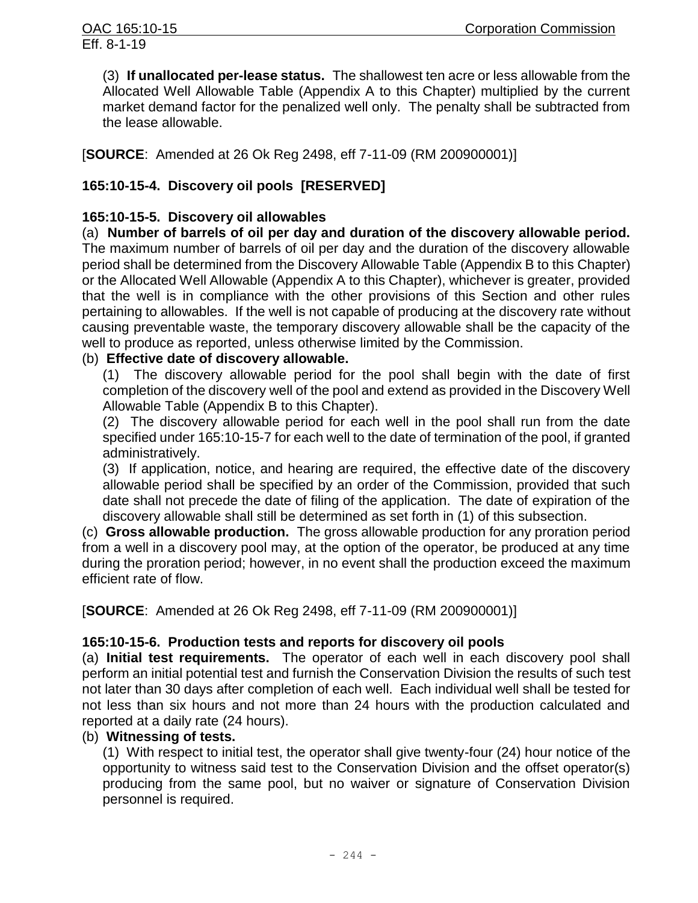(3) **If unallocated per-lease status.** The shallowest ten acre or less allowable from the Allocated Well Allowable Table (Appendix A to this Chapter) multiplied by the current market demand factor for the penalized well only. The penalty shall be subtracted from the lease allowable.

[**SOURCE**: Amended at 26 Ok Reg 2498, eff 7-11-09 (RM 200900001)]

### 165:10-15-4. Discovery oil pools [RESERVED]

### 165:10-15-5. Discovery oil allowables

(a) **Number of barrels of oil per day and duration of the discovery allowable period.** The maximum number of barrels of oil per day and the duration of the discovery allowable period shall be determined from the Discovery Allowable Table (Appendix B to this Chapter) or the Allocated Well Allowable (Appendix A to this Chapter), whichever is greater, provided that the well is in compliance with the other provisions of this Section and other rules pertaining to allowables. If the well is not capable of producing at the discovery rate without causing preventable waste, the temporary discovery allowable shall be the capacity of the well to produce as reported, unless otherwise limited by the Commission.

(b) **Effective date of discovery allowable.**

(1) The discovery allowable period for the pool shall begin with the date of first completion of the discovery well of the pool and extend as provided in the Discovery Well Allowable Table (Appendix B to this Chapter).

(2) The discovery allowable period for each well in the pool shall run from the date specified under 165:10-15-7 for each well to the date of termination of the pool, if granted administratively.

(3) If application, notice, and hearing are required, the effective date of the discovery allowable period shall be specified by an order of the Commission, provided that such date shall not precede the date of filing of the application. The date of expiration of the discovery allowable shall still be determined as set forth in (1) of this subsection.

(c) **Gross allowable production.** The gross allowable production for any proration period from a well in a discovery pool may, at the option of the operator, be produced at any time during the proration period; however, in no event shall the production exceed the maximum efficient rate of flow.

[**SOURCE**: Amended at 26 Ok Reg 2498, eff 7-11-09 (RM 200900001)]

### 165:10-15-6. Production tests and reports for discovery oil pools

(a) **Initial test requirements.** The operator of each well in each discovery pool shall perform an initial potential test and furnish the Conservation Division the results of such test not later than 30 days after completion of each well. Each individual well shall be tested for not less than six hours and not more than 24 hours with the production calculated and reported at a daily rate (24 hours).

(b) **Witnessing of tests.**

(1) With respect to initial test, the operator shall give twenty-four (24) hour notice of the opportunity to witness said test to the Conservation Division and the offset operator(s) producing from the same pool, but no waiver or signature of Conservation Division personnel is required.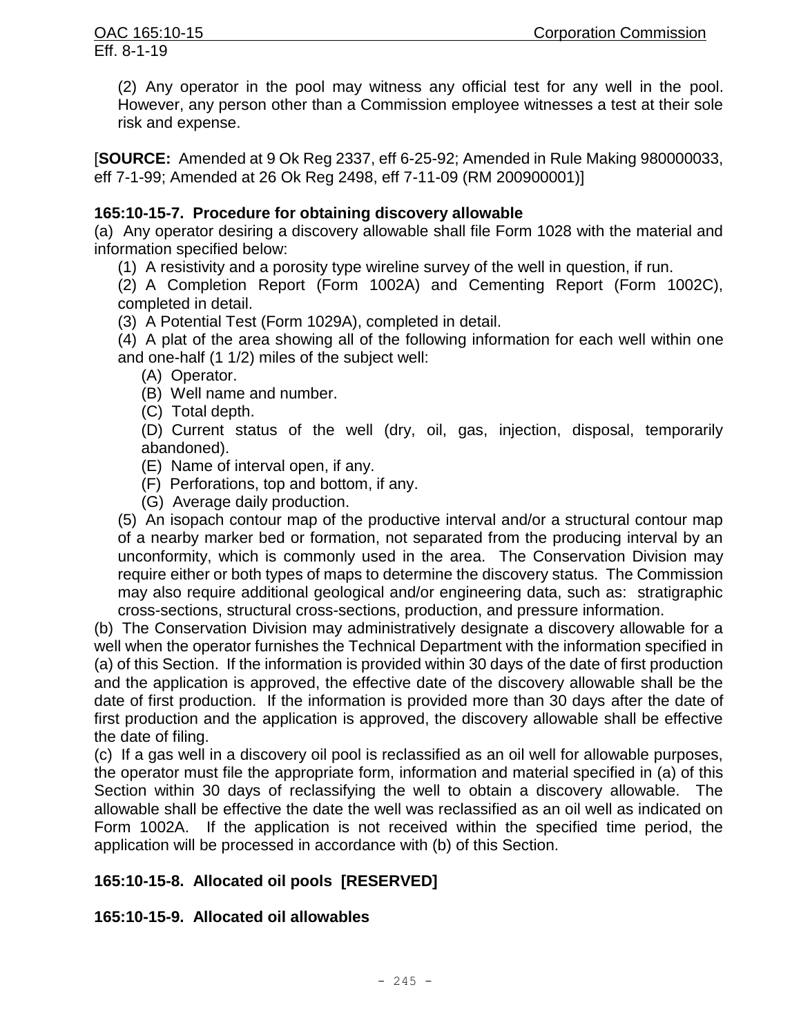(2) Any operator in the pool may witness any official test for any well in the pool. However, any person other than a Commission employee witnesses a test at their sole risk and expense.

[**SOURCE:** Amended at 9 Ok Reg 2337, eff 6-25-92; Amended in Rule Making 980000033, eff 7-1-99; Amended at 26 Ok Reg 2498, eff 7-11-09 (RM 200900001)]

**165:10-15-7. Procedure for obtaining discovery allowable**

(a) Any operator desiring a discovery allowable shall file Form 1028 with the material and information specified below:

(1) A resistivity and a porosity type wireline survey of the well in question, if run.

(2) A Completion Report (Form 1002A) and Cementing Report (Form 1002C), completed in detail.

(3) A Potential Test (Form 1029A), completed in detail.

(4) A plat of the area showing all of the following information for each well within one and one-half (1 1/2) miles of the subject well:

(A) Operator.

(B) Well name and number.

(C) Total depth.

(D) Current status of the well (dry, oil, gas, injection, disposal, temporarily abandoned).

(E) Name of interval open, if any.

(F) Perforations, top and bottom, if any.

(G) Average daily production.

(5) An isopach contour map of the productive interval and/or a structural contour map of a nearby marker bed or formation, not separated from the producing interval by an unconformity, which is commonly used in the area. The Conservation Division may require either or both types of maps to determine the discovery status. The Commission may also require additional geological and/or engineering data, such as: stratigraphic cross-sections, structural cross-sections, production, and pressure information.

(b) The Conservation Division may administratively designate a discovery allowable for a well when the operator furnishes the Technical Department with the information specified in (a) of this Section. If the information is provided within 30 days of the date of first production and the application is approved, the effective date of the discovery allowable shall be the date of first production. If the information is provided more than 30 days after the date of first production and the application is approved, the discovery allowable shall be effective the date of filing.

(c) If a gas well in a discovery oil pool is reclassified as an oil well for allowable purposes, the operator must file the appropriate form, information and material specified in (a) of this Section within 30 days of reclassifying the well to obtain a discovery allowable. The allowable shall be effective the date the well was reclassified as an oil well as indicated on Form 1002A. If the application is not received within the specified time period, the application will be processed in accordance with (b) of this Section.

**165:10-15-8. Allocated oil pools [RESERVED]**

**165:10-15-9. Allocated oil allowables**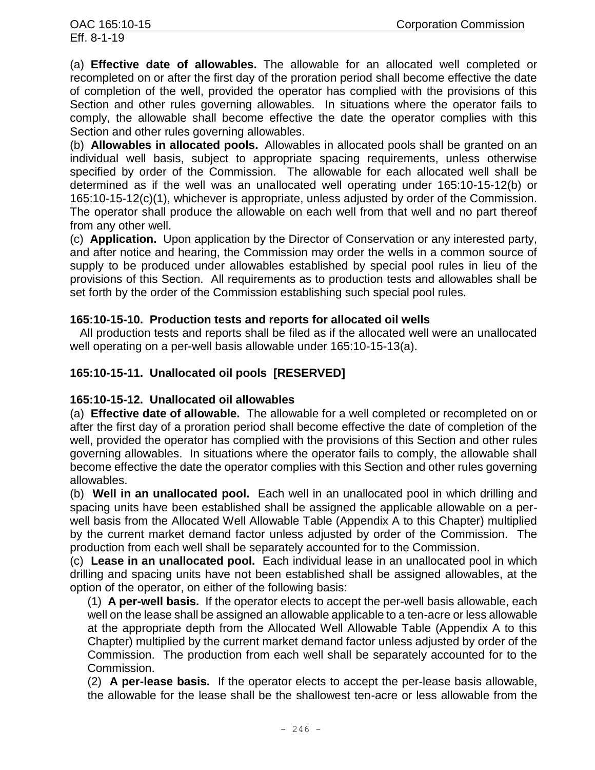(a) **Effective date of allowables.** The allowable for an allocated well completed or recompleted on or after the first day of the proration period shall become effective the date of completion of the well, provided the operator has complied with the provisions of this Section and other rules governing allowables. In situations where the operator fails to comply, the allowable shall become effective the date the operator complies with this Section and other rules governing allowables.

(b) **Allowables in allocated pools.** Allowables in allocated pools shall be granted on an individual well basis, subject to appropriate spacing requirements, unless otherwise specified by order of the Commission. The allowable for each allocated well shall be determined as if the well was an unallocated well operating under 165:10-15-12(b) or 165:10-15-12(c)(1), whichever is appropriate, unless adjusted by order of the Commission. The operator shall produce the allowable on each well from that well and no part thereof from any other well.

(c) **Application.** Upon application by the Director of Conservation or any interested party, and after notice and hearing, the Commission may order the wells in a common source of supply to be produced under allowables established by special pool rules in lieu of the provisions of this Section. All requirements as to production tests and allowables shall be set forth by the order of the Commission establishing such special pool rules.

### 165:10-15-10. Production tests and reports for allocated oil wells

All production tests and reports shall be filed as if the allocated well were an unallocated well operating on a per-well basis allowable under 165:10-15-13(a).

### 165:10-15-11. Unallocated oil pools [RESERVED]

### 165:10-15-12. Unallocated oil allowables

(a) **Effective date of allowable.** The allowable for a well completed or recompleted on or after the first day of a proration period shall become effective the date of completion of the well, provided the operator has complied with the provisions of this Section and other rules governing allowables. In situations where the operator fails to comply, the allowable shall become effective the date the operator complies with this Section and other rules governing allowables.

(b) **Well in an unallocated pool.** Each well in an unallocated pool in which drilling and spacing units have been established shall be assigned the applicable allowable on a per-well basis from the Allocated Well Allowable Table (Appendix A to this Chapter) multiplied by the current market demand factor unless adjusted by order of the Commission. The production from each well shall be separately accounted for to the Commission.

(c) **Lease in an unallocated pool.** Each individual lease in an unallocated pool in which drilling and spacing units have not been established shall be assigned allowables, at the option of the operator, on either of the following basis:

(1) **A per-well basis.** If the operator elects to accept the per-well basis allowable, each well on the lease shall be assigned an allowable applicable to a ten-acre or less allowable at the appropriate depth from the Allocated Well Allowable Table (Appendix A to this Chapter) multiplied by the current market demand factor unless adjusted by order of the Commission. The production from each well shall be separately accounted for to the Commission.

(2) **A per-lease basis.** If the operator elects to accept the per-lease basis allowable, the allowable for the lease shall be the shallowest ten-acre or less allowable from the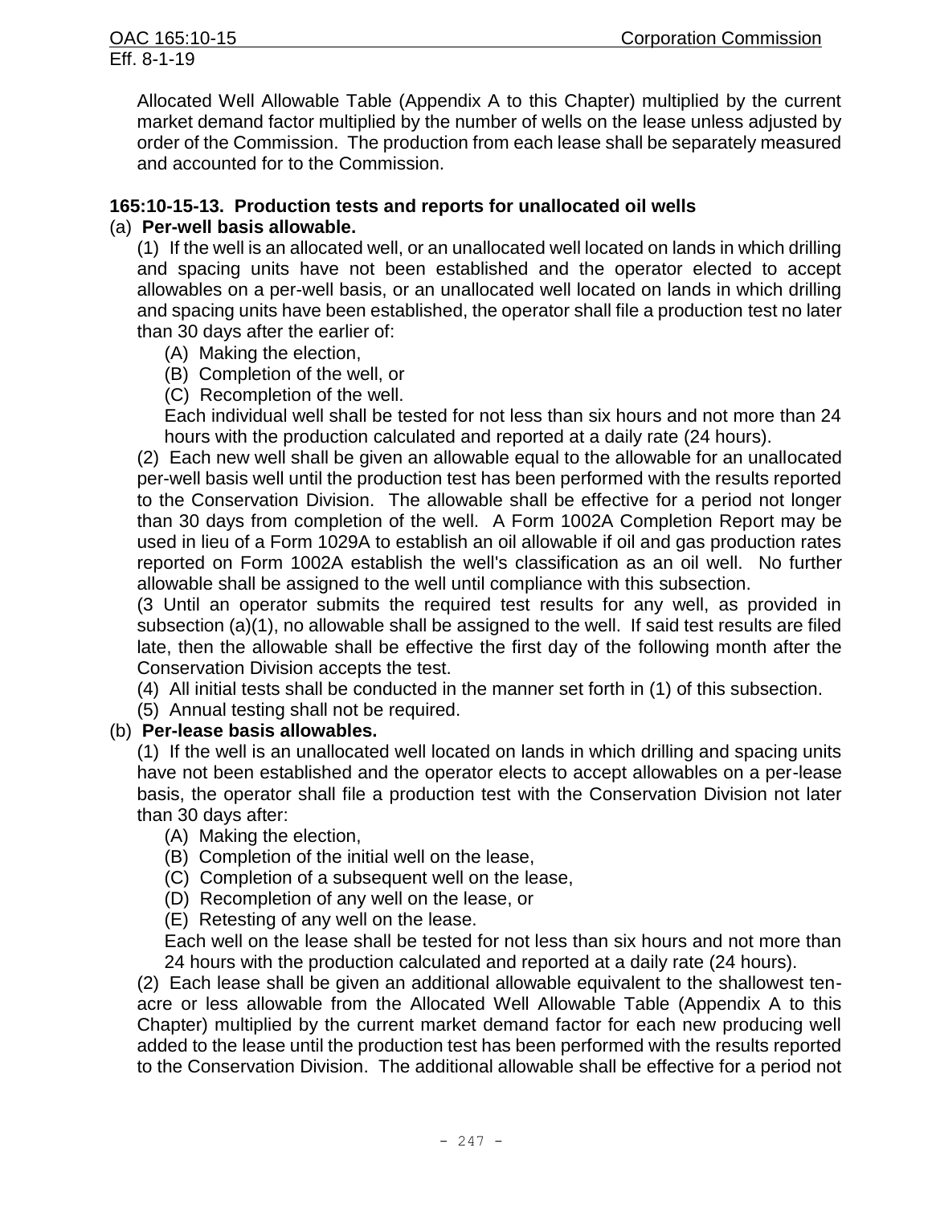Allocated Well Allowable Table (Appendix A to this Chapter) multiplied by the current market demand factor multiplied by the number of wells on the lease unless adjusted by order of the Commission. The production from each lease shall be separately measured and accounted for to the Commission.

**165:10-15-13. Production tests and reports for unallocated oil wells**

(a) **Per-well basis allowable.**

(1) If the well is an allocated well, or an unallocated well located on lands in which drilling and spacing units have not been established and the operator elected to accept allowables on a per-well basis, or an unallocated well located on lands in which drilling and spacing units have been established, the operator shall file a production test no later than 30 days after the earlier of:

(A) Making the election,

(B) Completion of the well, or

(C) Recompletion of the well.

Each individual well shall be tested for not less than six hours and not more than 24 hours with the production calculated and reported at a daily rate (24 hours).

(2) Each new well shall be given an allowable equal to the allowable for an unallocated per-well basis well until the production test has been performed with the results reported to the Conservation Division. The allowable shall be effective for a period not longer than 30 days from completion of the well. A Form 1002A Completion Report may be used in lieu of a Form 1029A to establish an oil allowable if oil and gas production rates reported on Form 1002A establish the well's classification as an oil well. No further allowable shall be assigned to the well until compliance with this subsection.

(3 Until an operator submits the required test results for any well, as provided in subsection (a)(1), no allowable shall be assigned to the well. If said test results are filed late, then the allowable shall be effective the first day of the following month after the Conservation Division accepts the test.

(4) All initial tests shall be conducted in the manner set forth in (1) of this subsection.

(5) Annual testing shall not be required.

(b) **Per-lease basis allowables.**

(1) If the well is an unallocated well located on lands in which drilling and spacing units have not been established and the operator elects to accept allowables on a per-lease basis, the operator shall file a production test with the Conservation Division not later than 30 days after:

(A) Making the election,

(B) Completion of the initial well on the lease,

(C) Completion of a subsequent well on the lease,

(D) Recompletion of any well on the lease, or

(E) Retesting of any well on the lease.

Each well on the lease shall be tested for not less than six hours and not more than 24 hours with the production calculated and reported at a daily rate (24 hours).

(2) Each lease shall be given an additional allowable equivalent to the shallowest ten-acre or less allowable from the Allocated Well Allowable Table (Appendix A to this Chapter) multiplied by the current market demand factor for each new producing well added to the lease until the production test has been performed with the results reported to the Conservation Division. The additional allowable shall be effective for a period not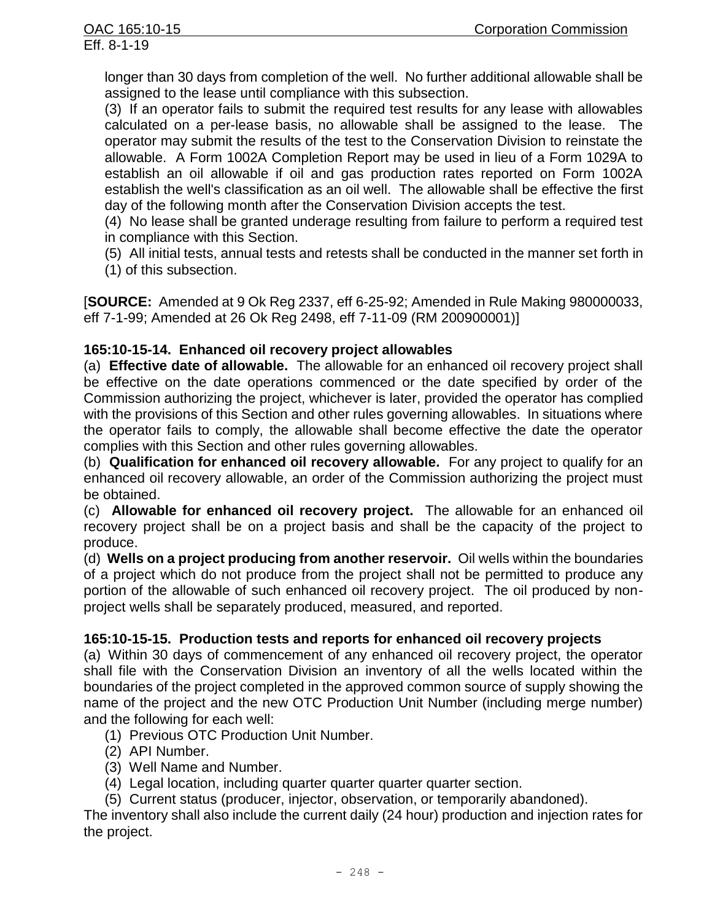longer than 30 days from completion of the well. No further additional allowable shall be assigned to the lease until compliance with this subsection.

(3) If an operator fails to submit the required test results for any lease with allowables calculated on a per-lease basis, no allowable shall be assigned to the lease. The operator may submit the results of the test to the Conservation Division to reinstate the allowable. A Form 1002A Completion Report may be used in lieu of a Form 1029A to establish an oil allowable if oil and gas production rates reported on Form 1002A establish the well's classification as an oil well. The allowable shall be effective the first day of the following month after the Conservation Division accepts the test.

(4) No lease shall be granted underage resulting from failure to perform a required test in compliance with this Section.

(5) All initial tests, annual tests and retests shall be conducted in the manner set forth in (1) of this subsection.

[**SOURCE:** Amended at 9 Ok Reg 2337, eff 6-25-92; Amended in Rule Making 980000033, eff 7-1-99; Amended at 26 Ok Reg 2498, eff 7-11-09 (RM 200900001)]

### 165:10-15-14. Enhanced oil recovery project allowables

(a) **Effective date of allowable.** The allowable for an enhanced oil recovery project shall be effective on the date operations commenced or the date specified by order of the Commission authorizing the project, whichever is later, provided the operator has complied with the provisions of this Section and other rules governing allowables. In situations where the operator fails to comply, the allowable shall become effective the date the operator complies with this Section and other rules governing allowables.

(b) **Qualification for enhanced oil recovery allowable.** For any project to qualify for an enhanced oil recovery allowable, an order of the Commission authorizing the project must be obtained.

(c) **Allowable for enhanced oil recovery project.** The allowable for an enhanced oil recovery project shall be on a project basis and shall be the capacity of the project to produce.

(d) **Wells on a project producing from another reservoir.** Oil wells within the boundaries of a project which do not produce from the project shall not be permitted to produce any portion of the allowable of such enhanced oil recovery project. The oil produced by non-project wells shall be separately produced, measured, and reported.

### 165:10-15-15. Production tests and reports for enhanced oil recovery projects

(a) Within 30 days of commencement of any enhanced oil recovery project, the operator shall file with the Conservation Division an inventory of all the wells located within the boundaries of the project completed in the approved common source of supply showing the name of the project and the new OTC Production Unit Number (including merge number) and the following for each well:

(1) Previous OTC Production Unit Number.

(2) API Number.

(3) Well Name and Number.

(4) Legal location, including quarter quarter quarter quarter section.

(5) Current status (producer, injector, observation, or temporarily abandoned).

The inventory shall also include the current daily (24 hour) production and injection rates for the project.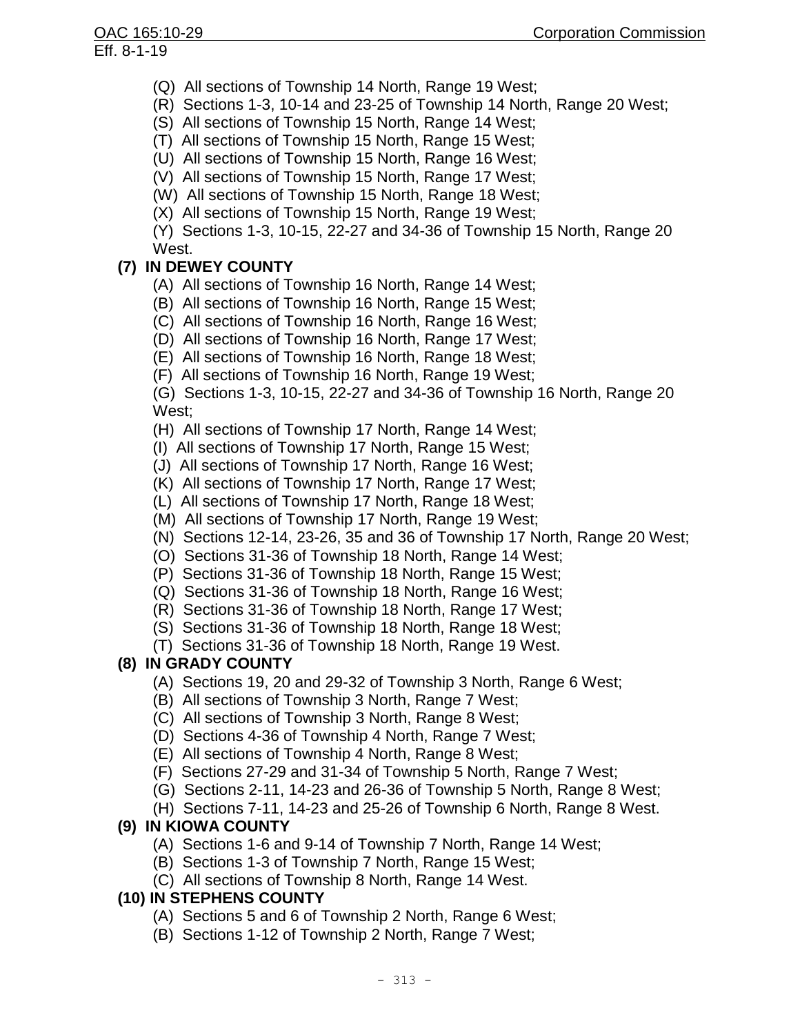(Q) All sections of Township 14 North, Range 19 West;

(R) Sections 1-3, 10-14 and 23-25 of Township 14 North, Range 20 West;

(S) All sections of Township 15 North, Range 14 West;

(T) All sections of Township 15 North, Range 15 West;

(U) All sections of Township 15 North, Range 16 West;

(V) All sections of Township 15 North, Range 17 West;

(W) All sections of Township 15 North, Range 18 West;

(X) All sections of Township 15 North, Range 19 West;

(Y) Sections 1-3, 10-15, 22-27 and 34-36 of Township 15 North, Range 20 West.

**(7) IN DEWEY COUNTY**

(A) All sections of Township 16 North, Range 14 West;

(B) All sections of Township 16 North, Range 15 West;

(C) All sections of Township 16 North, Range 16 West;

(D) All sections of Township 16 North, Range 17 West;

(E) All sections of Township 16 North, Range 18 West;

(F) All sections of Township 16 North, Range 19 West;

(G) Sections 1-3, 10-15, 22-27 and 34-36 of Township 16 North, Range 20 West;

(H) All sections of Township 17 North, Range 14 West;

(I) All sections of Township 17 North, Range 15 West;

(J) All sections of Township 17 North, Range 16 West;

(K) All sections of Township 17 North, Range 17 West;

(L) All sections of Township 17 North, Range 18 West;

(M) All sections of Township 17 North, Range 19 West;

(N) Sections 12-14, 23-26, 35 and 36 of Township 17 North, Range 20 West;

(O) Sections 31-36 of Township 18 North, Range 14 West;

(P) Sections 31-36 of Township 18 North, Range 15 West;

(Q) Sections 31-36 of Township 18 North, Range 16 West;

(R) Sections 31-36 of Township 18 North, Range 17 West;

(S) Sections 31-36 of Township 18 North, Range 18 West;

(T) Sections 31-36 of Township 18 North, Range 19 West.

**(8) IN GRADY COUNTY**

(A) Sections 19, 20 and 29-32 of Township 3 North, Range 6 West;

(B) All sections of Township 3 North, Range 7 West;

(C) All sections of Township 3 North, Range 8 West;

(D) Sections 4-36 of Township 4 North, Range 7 West;

(E) All sections of Township 4 North, Range 8 West;

(F) Sections 27-29 and 31-34 of Township 5 North, Range 7 West;

(G) Sections 2-11, 14-23 and 26-36 of Township 5 North, Range 8 West;

(H) Sections 7-11, 14-23 and 25-26 of Township 6 North, Range 8 West.

**(9) IN KIOWA COUNTY**

(A) Sections 1-6 and 9-14 of Township 7 North, Range 14 West;

(B) Sections 1-3 of Township 7 North, Range 15 West;

(C) All sections of Township 8 North, Range 14 West.

**(10) IN STEPHENS COUNTY**

(A) Sections 5 and 6 of Township 2 North, Range 6 West;

(B) Sections 1-12 of Township 2 North, Range 7 West;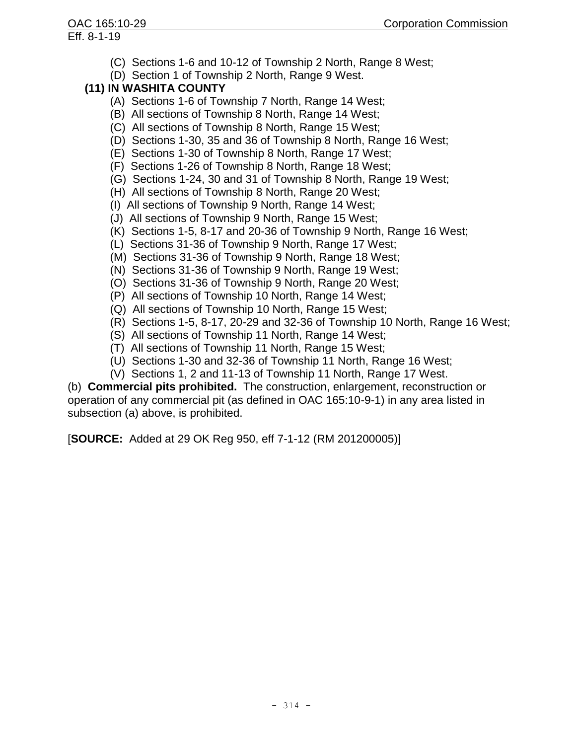(C) Sections 1-6 and 10-12 of Township 2 North, Range 8 West;

(D) Section 1 of Township 2 North, Range 9 West.

**(11) IN WASHITA COUNTY**

(A) Sections 1-6 of Township 7 North, Range 14 West;

(B) All sections of Township 8 North, Range 14 West;

(C) All sections of Township 8 North, Range 15 West;

(D) Sections 1-30, 35 and 36 of Township 8 North, Range 16 West;

(E) Sections 1-30 of Township 8 North, Range 17 West;

(F) Sections 1-26 of Township 8 North, Range 18 West;

(G) Sections 1-24, 30 and 31 of Township 8 North, Range 19 West;

(H) All sections of Township 8 North, Range 20 West;

(I) All sections of Township 9 North, Range 14 West;

(J) All sections of Township 9 North, Range 15 West;

(K) Sections 1-5, 8-17 and 20-36 of Township 9 North, Range 16 West;

(L) Sections 31-36 of Township 9 North, Range 17 West;

(M) Sections 31-36 of Township 9 North, Range 18 West;

(N) Sections 31-36 of Township 9 North, Range 19 West;

(O) Sections 31-36 of Township 9 North, Range 20 West;

(P) All sections of Township 10 North, Range 14 West;

(Q) All sections of Township 10 North, Range 15 West;

(R) Sections 1-5, 8-17, 20-29 and 32-36 of Township 10 North, Range 16 West;

(S) All sections of Township 11 North, Range 14 West;

(T) All sections of Township 11 North, Range 15 West;

(U) Sections 1-30 and 32-36 of Township 11 North, Range 16 West;

(V) Sections 1, 2 and 11-13 of Township 11 North, Range 17 West.

(b) **Commercial pits prohibited.** The construction, enlargement, reconstruction or operation of any commercial pit (as defined in OAC 165:10-9-1) in any area listed in subsection (a) above, is prohibited.

[**SOURCE:** Added at 29 OK Reg 950, eff 7-1-12 (RM 201200005)]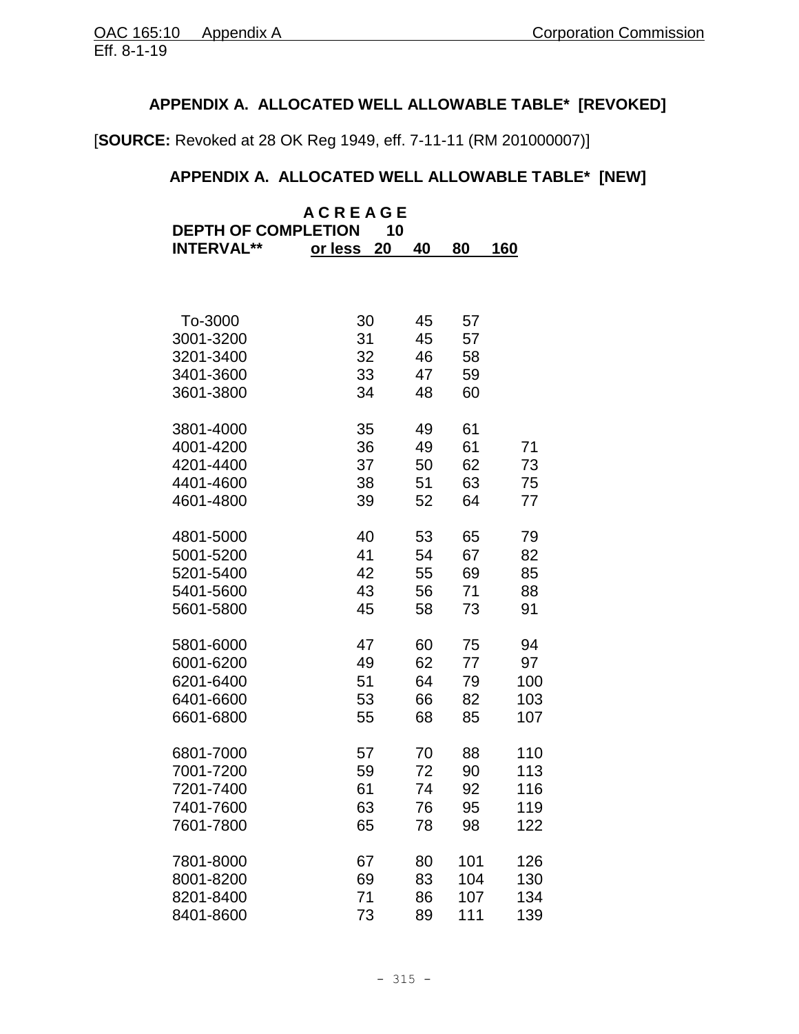## APPENDIX A. ALLOCATED WELL ALLOWABLE TABLE* [REVOKED]

[**SOURCE:** Revoked at 28 OK Reg 1949, eff. 7-11-11 (RM 201000007)]

## APPENDIX A. ALLOCATED WELL ALLOWABLE TABLE* [NEW]

| DEPTH OF COMPLETION INTERVAL** | ACREAGE 10 or less | 20 | 40 | 80 | 160 |
|---|---|---|---|---|---|
| To-3000 | 30 | 45 | 57 | | |
| 3001-3200 | 31 | 45 | 57 | | |
| 3201-3400 | 32 | 46 | 58 | | |
| 3401-3600 | 33 | 47 | 59 | | |
| 3601-3800 | 34 | 48 | 60 | | |
| 3801-4000 | 35 | 49 | 61 | | |
| 4001-4200 | 36 | 49 | 61 | 71 | |
| 4201-4400 | 37 | 50 | 62 | 73 | |
| 4401-4600 | 38 | 51 | 63 | 75 | |
| 4601-4800 | 39 | 52 | 64 | 77 | |
| 4801-5000 | 40 | 53 | 65 | 79 | |
| 5001-5200 | 41 | 54 | 67 | 82 | |
| 5201-5400 | 42 | 55 | 69 | 85 | |
| 5401-5600 | 43 | 56 | 71 | 88 | |
| 5601-5800 | 45 | 58 | 73 | 91 | |
| 5801-6000 | 47 | 60 | 75 | 94 | |
| 6001-6200 | 49 | 62 | 77 | 97 | |
| 6201-6400 | 51 | 64 | 79 | 100 | |
| 6401-6600 | 53 | 66 | 82 | 103 | |
| 6601-6800 | 55 | 68 | 85 | 107 | |
| 6801-7000 | 57 | 70 | 88 | 110 | |
| 7001-7200 | 59 | 72 | 90 | 113 | |
| 7201-7400 | 61 | 74 | 92 | 116 | |
| 7401-7600 | 63 | 76 | 95 | 119 | |
| 7601-7800 | 65 | 78 | 98 | 122 | |
| 7801-8000 | 67 | 80 | 101 | 126 | |
| 8001-8200 | 69 | 83 | 104 | 130 | |
| 8201-8400 | 71 | 86 | 107 | 134 | |
| 8401-8600 | 73 | 89 | 111 | 139 | |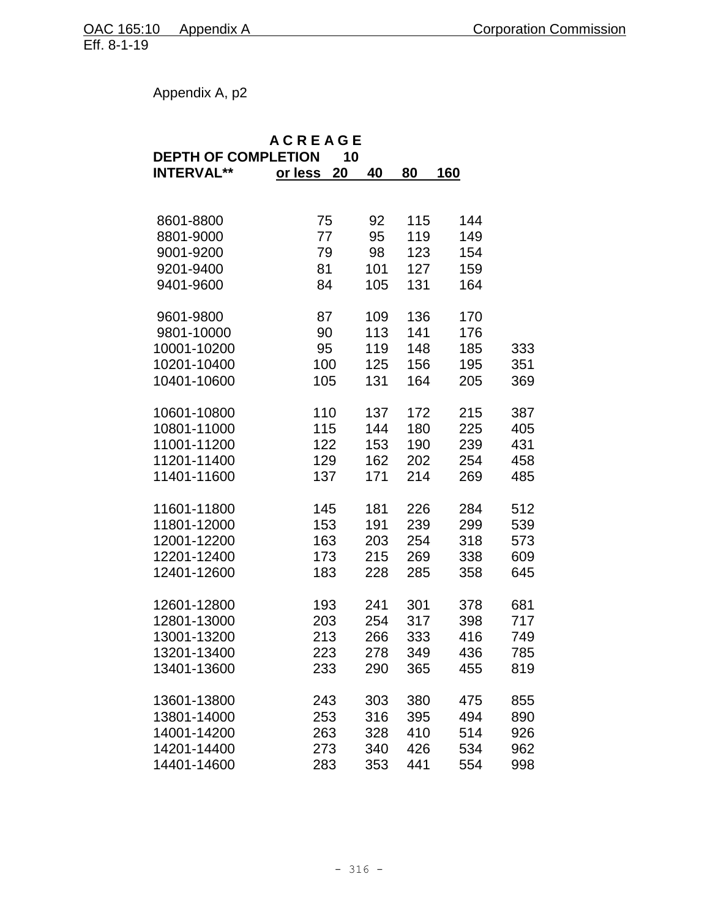Appendix A, p2

| DEPTH OF COMPLETION INTERVAL** | ACREAGE 10 or less | 20 | 40 | 80 | 160 |
|---|---|---|---|---|---|
| 8601-8800 | 75 | 92 | 115 | 144 | |
| 8801-9000 | 77 | 95 | 119 | 149 | |
| 9001-9200 | 79 | 98 | 123 | 154 | |
| 9201-9400 | 81 | 101 | 127 | 159 | |
| 9401-9600 | 84 | 105 | 131 | 164 | |
| 9601-9800 | 87 | 109 | 136 | 170 | |
| 9801-10000 | 90 | 113 | 141 | 176 | |
| 10001-10200 | 95 | 119 | 148 | 185 | 333 |
| 10201-10400 | 100 | 125 | 156 | 195 | 351 |
| 10401-10600 | 105 | 131 | 164 | 205 | 369 |
| 10601-10800 | 110 | 137 | 172 | 215 | 387 |
| 10801-11000 | 115 | 144 | 180 | 225 | 405 |
| 11001-11200 | 122 | 153 | 190 | 239 | 431 |
| 11201-11400 | 129 | 162 | 202 | 254 | 458 |
| 11401-11600 | 137 | 171 | 214 | 269 | 485 |
| 11601-11800 | 145 | 181 | 226 | 284 | 512 |
| 11801-12000 | 153 | 191 | 239 | 299 | 539 |
| 12001-12200 | 163 | 203 | 254 | 318 | 573 |
| 12201-12400 | 173 | 215 | 269 | 338 | 609 |
| 12401-12600 | 183 | 228 | 285 | 358 | 645 |
| 12601-12800 | 193 | 241 | 301 | 378 | 681 |
| 12801-13000 | 203 | 254 | 317 | 398 | 717 |
| 13001-13200 | 213 | 266 | 333 | 416 | 749 |
| 13201-13400 | 223 | 278 | 349 | 436 | 785 |
| 13401-13600 | 233 | 290 | 365 | 455 | 819 |
| 13601-13800 | 243 | 303 | 380 | 475 | 855 |
| 13801-14000 | 253 | 316 | 395 | 494 | 890 |
| 14001-14200 | 263 | 328 | 410 | 514 | 926 |
| 14201-14400 | 273 | 340 | 426 | 534 | 962 |
| 14401-14600 | 283 | 353 | 441 | 554 | 998 |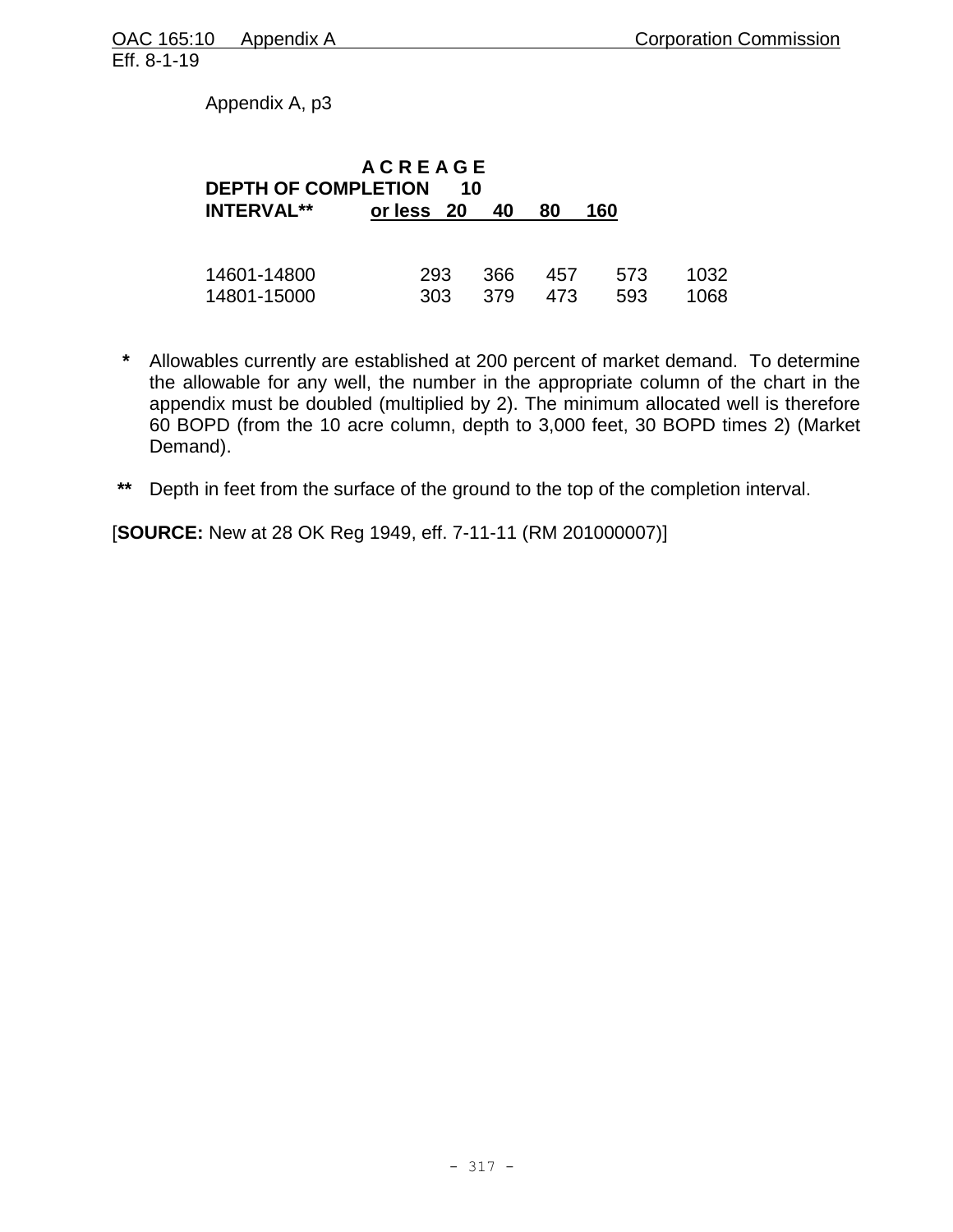Appendix A, p3

| DEPTH OF COMPLETION INTERVAL** | ACREAGE 10 or less | 20 | 40 | 80 | 160 |
|---|---|---|---|---|---|
| 14601-14800 | 293 | 366 | 457 | 573 | 1032 |
| 14801-15000 | 303 | 379 | 473 | 593 | 1068 |

**\*** Allowables currently are established at 200 percent of market demand. To determine the allowable for any well, the number in the appropriate column of the chart in the appendix must be doubled (multiplied by 2). The minimum allocated well is therefore 60 BOPD (from the 10 acre column, depth to 3,000 feet, 30 BOPD times 2) (Market Demand).

**\*\*** Depth in feet from the surface of the ground to the top of the completion interval.

[**SOURCE:** New at 28 OK Reg 1949, eff. 7-11-11 (RM 201000007)]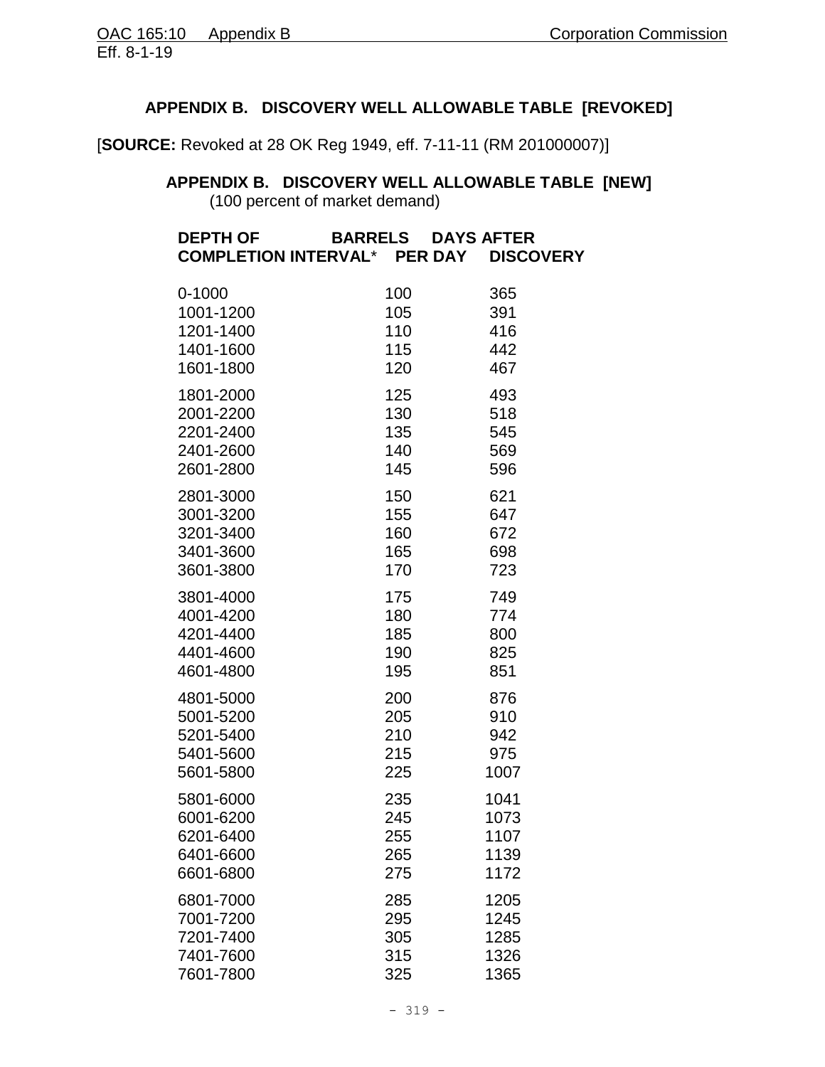## APPENDIX B. DISCOVERY WELL ALLOWABLE TABLE [REVOKED]

[**SOURCE:** Revoked at 28 OK Reg 1949, eff. 7-11-11 (RM 201000007)]

## APPENDIX B. DISCOVERY WELL ALLOWABLE TABLE [NEW]

(100 percent of market demand)

| DEPTH OF COMPLETION INTERVAL* | BARRELS PER DAY | DAYS AFTER DISCOVERY |
|---|---|---|
| 0-1000 | 100 | 365 |
| 1001-1200 | 105 | 391 |
| 1201-1400 | 110 | 416 |
| 1401-1600 | 115 | 442 |
| 1601-1800 | 120 | 467 |
| 1801-2000 | 125 | 493 |
| 2001-2200 | 130 | 518 |
| 2201-2400 | 135 | 545 |
| 2401-2600 | 140 | 569 |
| 2601-2800 | 145 | 596 |
| 2801-3000 | 150 | 621 |
| 3001-3200 | 155 | 647 |
| 3201-3400 | 160 | 672 |
| 3401-3600 | 165 | 698 |
| 3601-3800 | 170 | 723 |
| 3801-4000 | 175 | 749 |
| 4001-4200 | 180 | 774 |
| 4201-4400 | 185 | 800 |
| 4401-4600 | 190 | 825 |
| 4601-4800 | 195 | 851 |
| 4801-5000 | 200 | 876 |
| 5001-5200 | 205 | 910 |
| 5201-5400 | 210 | 942 |
| 5401-5600 | 215 | 975 |
| 5601-5800 | 225 | 1007 |
| 5801-6000 | 235 | 1041 |
| 6001-6200 | 245 | 1073 |
| 6201-6400 | 255 | 1107 |
| 6401-6600 | 265 | 1139 |
| 6601-6800 | 275 | 1172 |
| 6801-7000 | 285 | 1205 |
| 7001-7200 | 295 | 1245 |
| 7201-7400 | 305 | 1285 |
| 7401-7600 | 315 | 1326 |
| 7601-7800 | 325 | 1365 |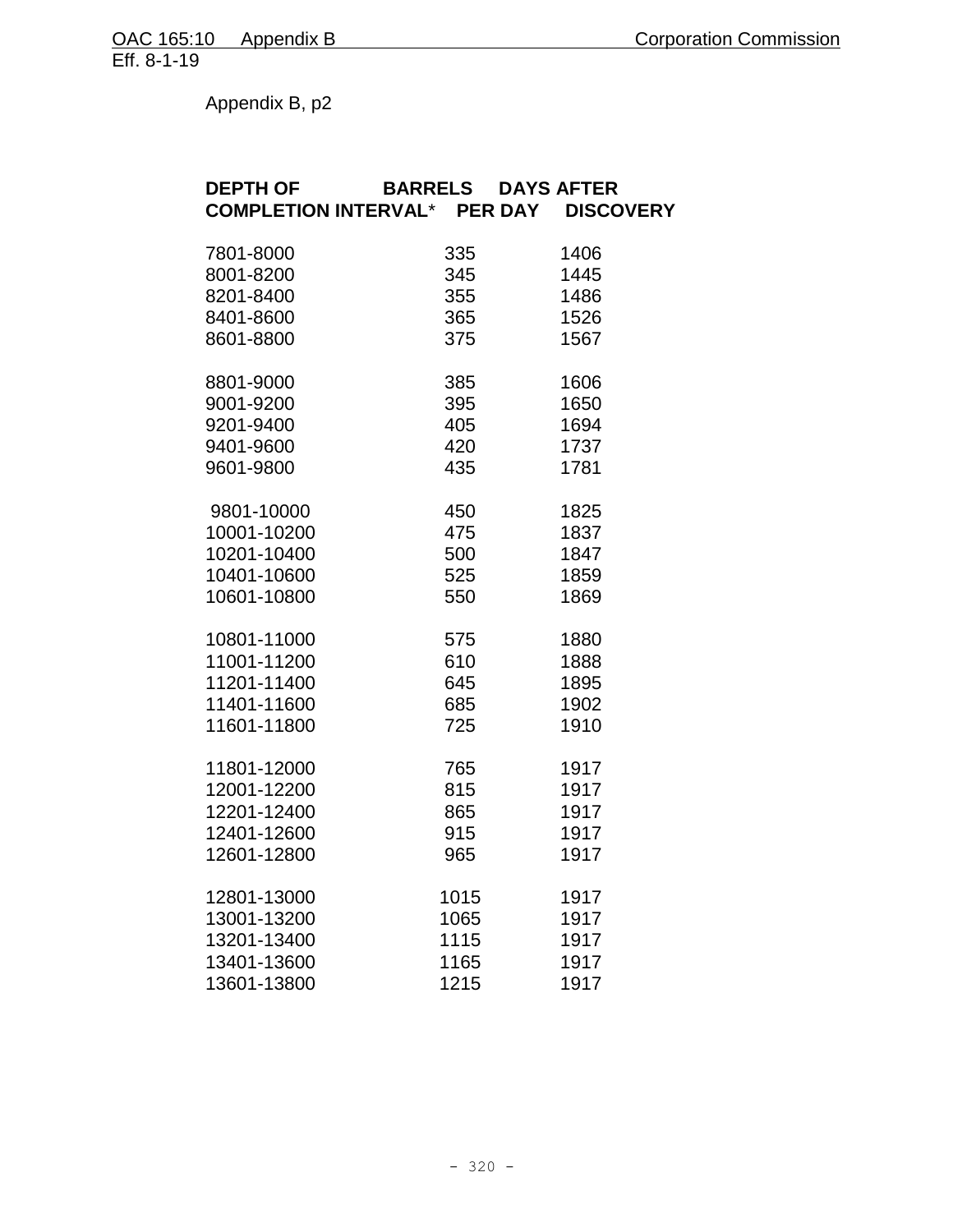Appendix B, p2

| DEPTH OF COMPLETION INTERVAL* | BARRELS PER DAY | DAYS AFTER DISCOVERY |
|---|---|---|
| 7801-8000 | 335 | 1406 |
| 8001-8200 | 345 | 1445 |
| 8201-8400 | 355 | 1486 |
| 8401-8600 | 365 | 1526 |
| 8601-8800 | 375 | 1567 |
| 8801-9000 | 385 | 1606 |
| 9001-9200 | 395 | 1650 |
| 9201-9400 | 405 | 1694 |
| 9401-9600 | 420 | 1737 |
| 9601-9800 | 435 | 1781 |
| 9801-10000 | 450 | 1825 |
| 10001-10200 | 475 | 1837 |
| 10201-10400 | 500 | 1847 |
| 10401-10600 | 525 | 1859 |
| 10601-10800 | 550 | 1869 |
| 10801-11000 | 575 | 1880 |
| 11001-11200 | 610 | 1888 |
| 11201-11400 | 645 | 1895 |
| 11401-11600 | 685 | 1902 |
| 11601-11800 | 725 | 1910 |
| 11801-12000 | 765 | 1917 |
| 12001-12200 | 815 | 1917 |
| 12201-12400 | 865 | 1917 |
| 12401-12600 | 915 | 1917 |
| 12601-12800 | 965 | 1917 |
| 12801-13000 | 1015 | 1917 |
| 13001-13200 | 1065 | 1917 |
| 13201-13400 | 1115 | 1917 |
| 13401-13600 | 1165 | 1917 |
| 13601-13800 | 1215 | 1917 |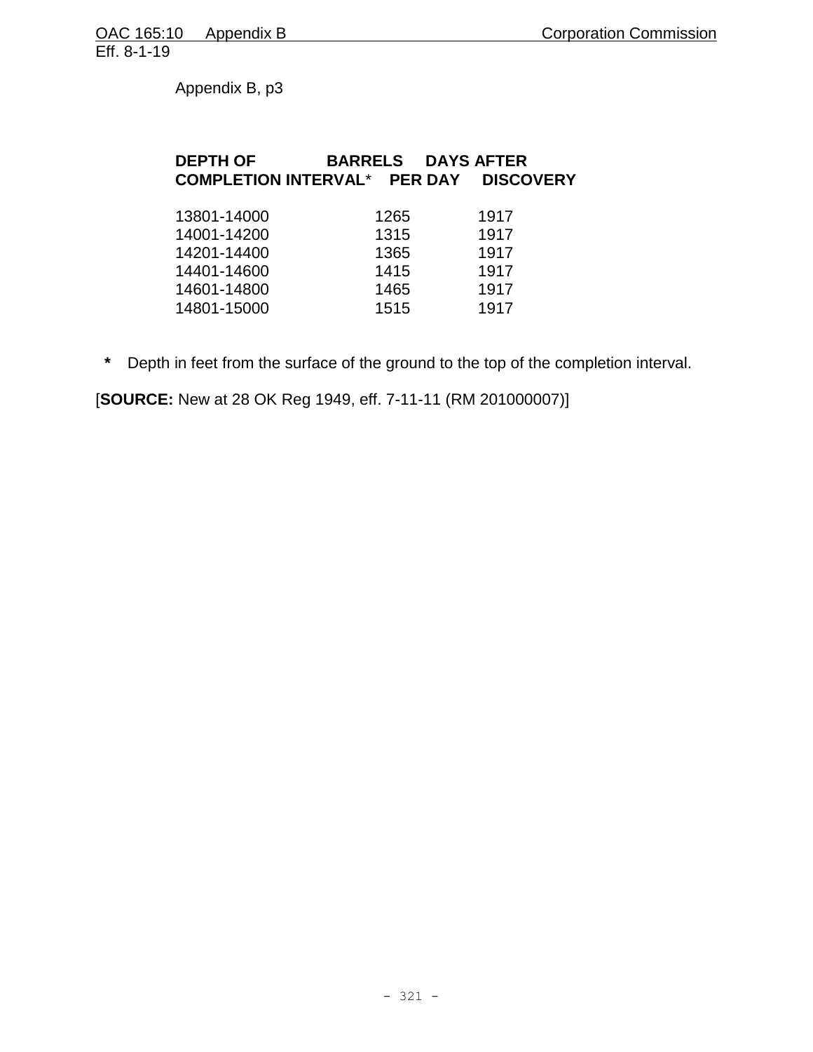Appendix B, p3

| DEPTH OF COMPLETION INTERVAL* | BARRELS PER DAY | DAYS AFTER DISCOVERY |
|---|---|---|
| 13801-14000 | 1265 | 1917 |
| 14001-14200 | 1315 | 1917 |
| 14201-14400 | 1365 | 1917 |
| 14401-14600 | 1415 | 1917 |
| 14601-14800 | 1465 | 1917 |
| 14801-15000 | 1515 | 1917 |

**\*** Depth in feet from the surface of the ground to the top of the completion interval.

[**SOURCE:** New at 28 OK Reg 1949, eff. 7-11-11 (RM 201000007)]